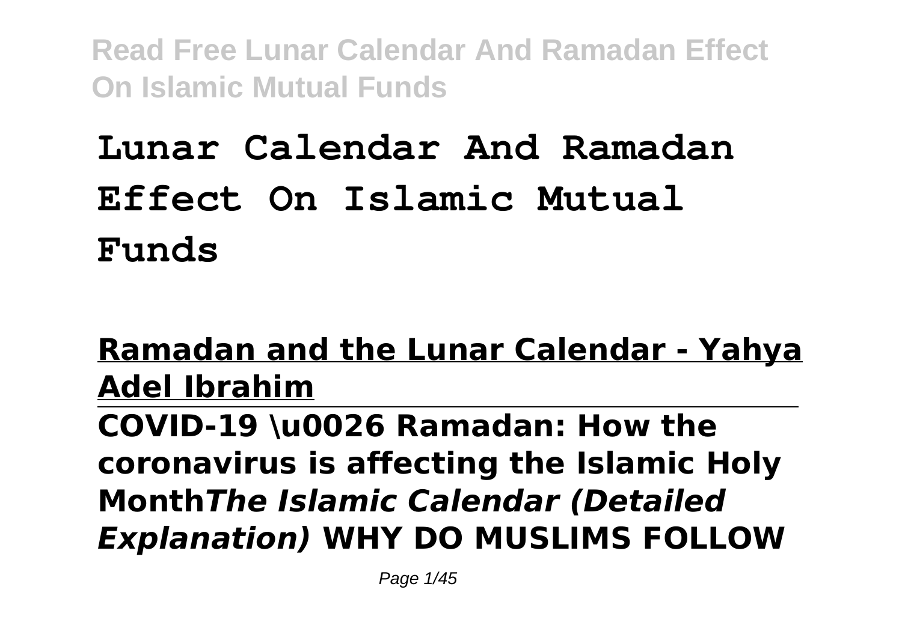# Lunar Calendar And Ramadan Effect On Islamic Mutual Funds

**Ramadan and the Lunar Calendar - Yahya Adel Ibrahim**

**COVID-19 \u0026 Ramadan: How the coronavirus is affecting the Islamic Holy Month*The Islamic Calendar (Detailed Explanation)* WHY DO MUSLIMS FOLLOW**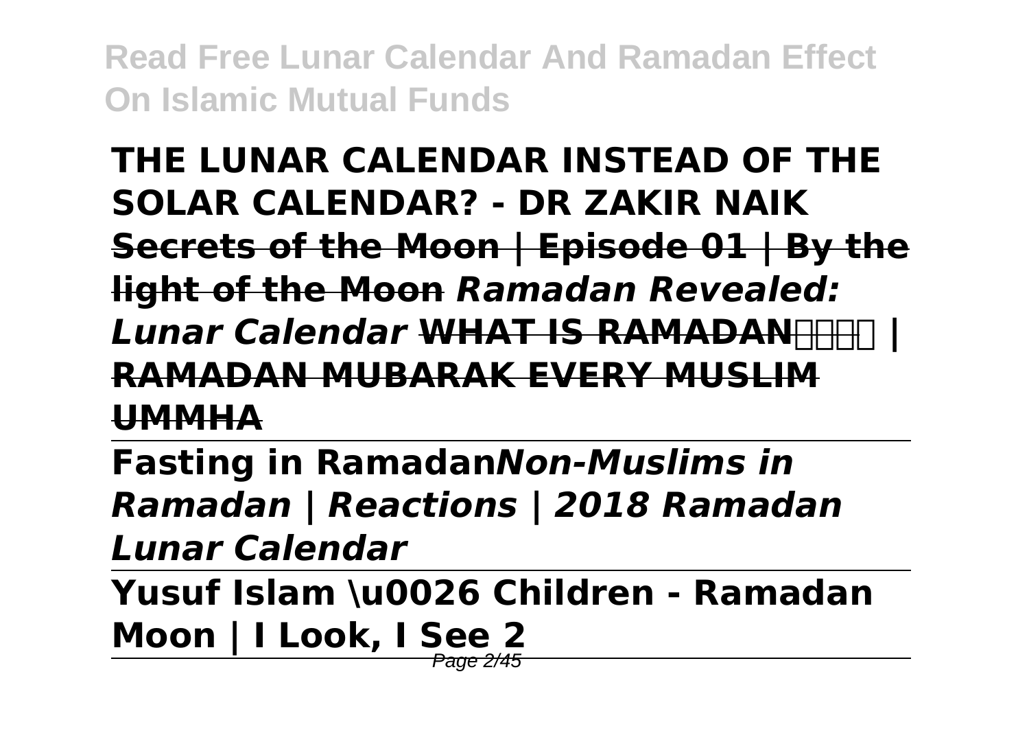**THE LUNAR CALENDAR INSTEAD OF THE SOLAR CALENDAR? - DR ZAKIR NAIK**

**Secrets of the Moon | Episode 01 | By the light of the Moon** ***Ramadan Revealed: Lunar Calendar*** **WHAT IS RAMADAN | RAMADAN MUBARAK EVERY MUSLIM UMMHA**

---

**Fasting in Ramadan*****Non-Muslims in Ramadan | Reactions | 2018 Ramadan Lunar Calendar***

---

**Yusuf Islam \u0026 Children - Ramadan Moon | I Look, I See 2**

---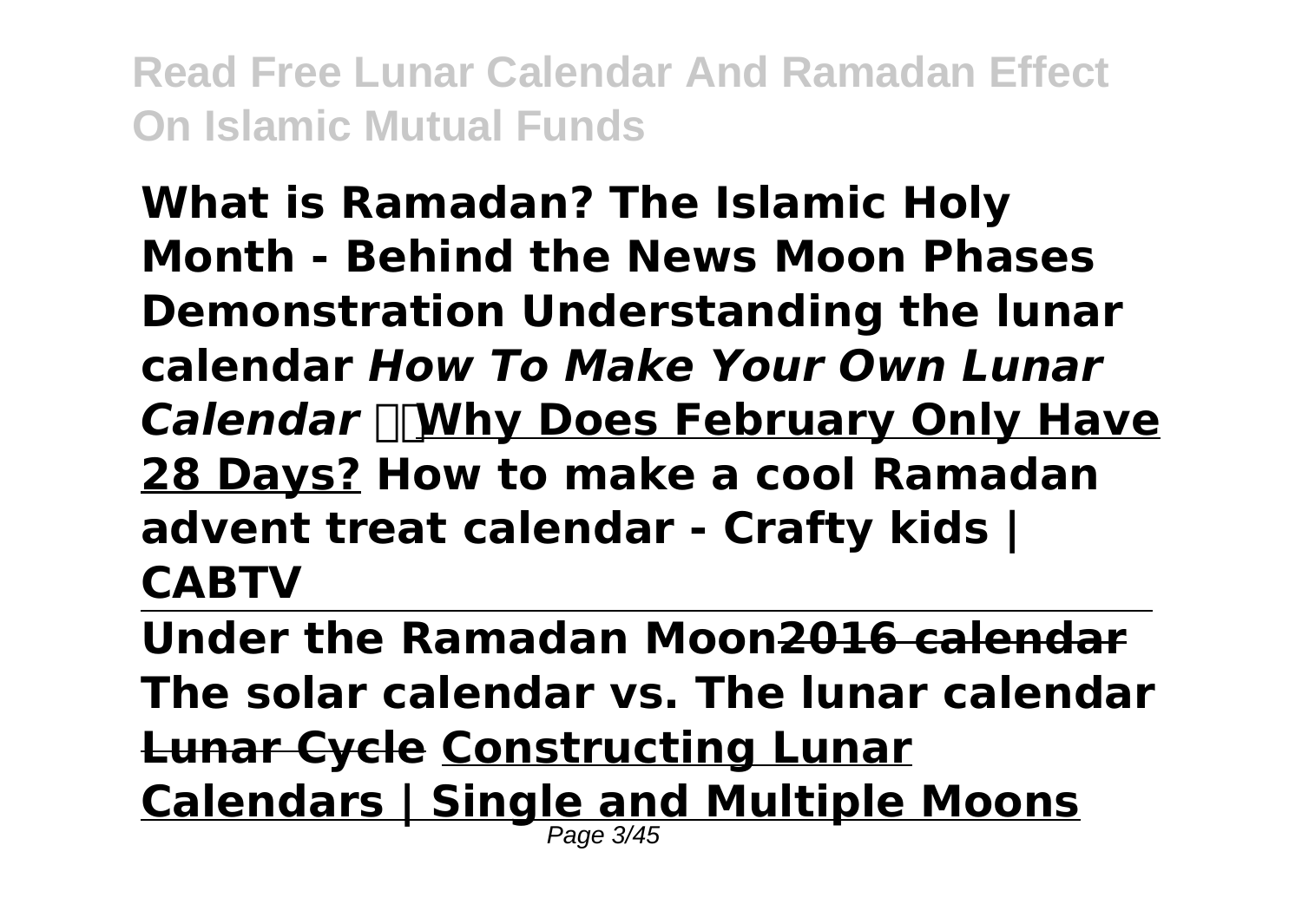**What is Ramadan? The Islamic Holy Month - Behind the News Moon Phases Demonstration Understanding the lunar calendar** ***How To Make Your Own Lunar Calendar*** **Why Does February Only Have 28 Days? How to make a cool Ramadan advent treat calendar - Crafty kids | CABTV**

---

**Under the Ramadan Moon** **~~2016 calendar~~** **The solar calendar vs. The lunar calendar** **~~Lunar Cycle~~** **Constructing Lunar Calendars | Single and Multiple Moons**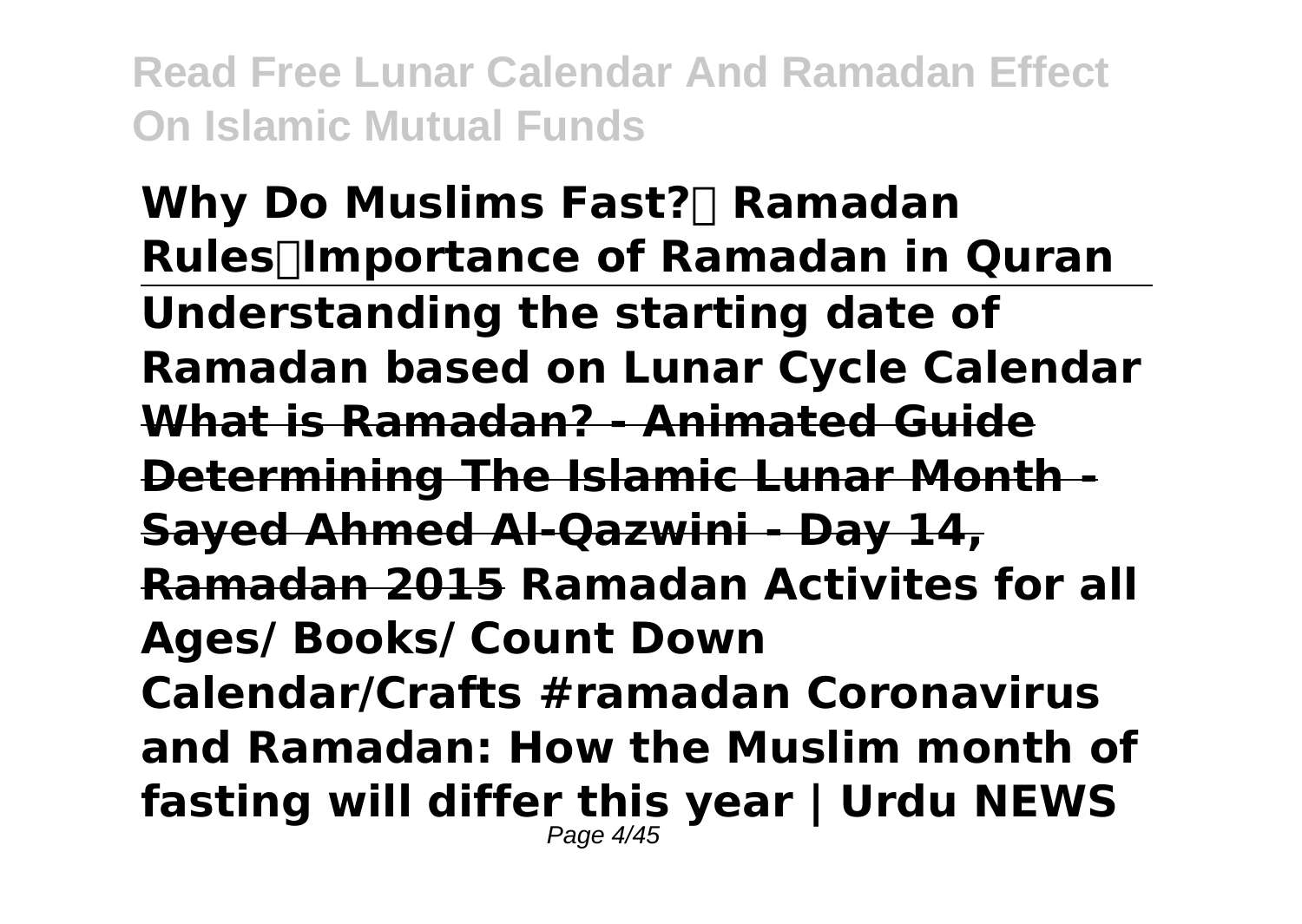**Why Do Muslims Fast?। Ramadan Rules।Importance of Ramadan in Quran**

**Understanding the starting date of Ramadan based on Lunar Cycle Calendar** **What is Ramadan? - Animated Guide** **Determining The Islamic Lunar Month - Sayed Ahmed Al-Qazwini - Day 14, Ramadan 2015** **Ramadan Activites for all Ages/ Books/ Count Down Calendar/Crafts #ramadan Coronavirus and Ramadan: How the Muslim month of fasting will differ this year | Urdu NEWS**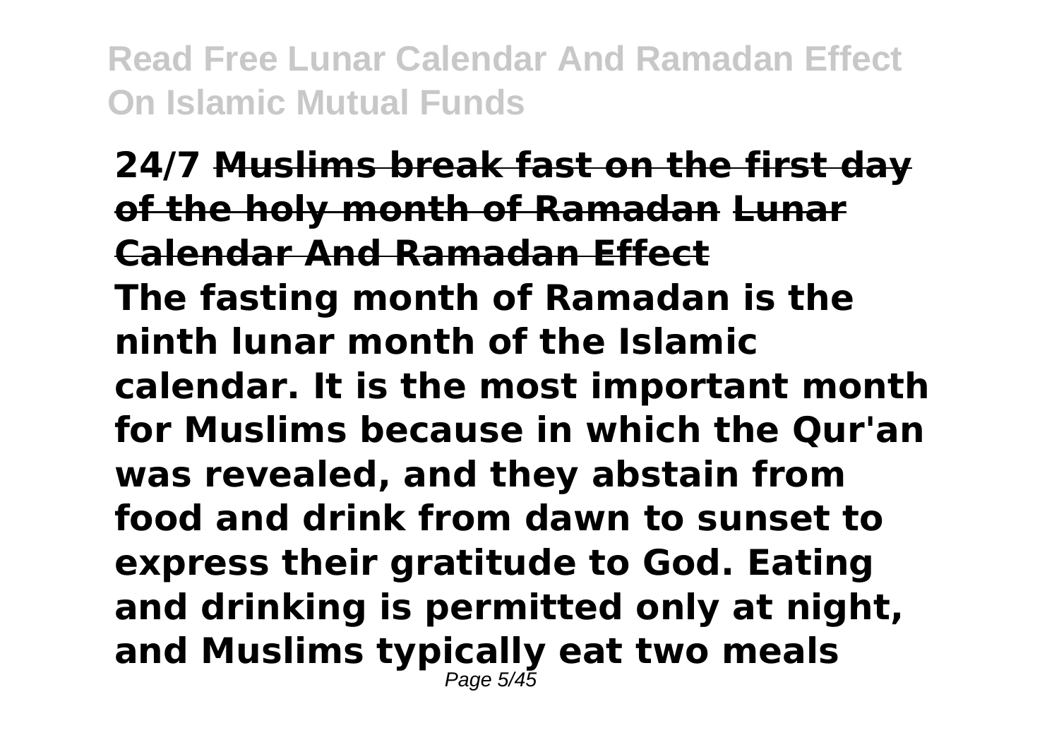**24/7 ~~Muslims break fast on the first day of the holy month of Ramadan~~ ~~Lunar Calendar And Ramadan Effect~~**

**The fasting month of Ramadan is the ninth lunar month of the Islamic calendar. It is the most important month for Muslims because in which the Qur'an was revealed, and they abstain from food and drink from dawn to sunset to express their gratitude to God. Eating and drinking is permitted only at night, and Muslims typically eat two meals**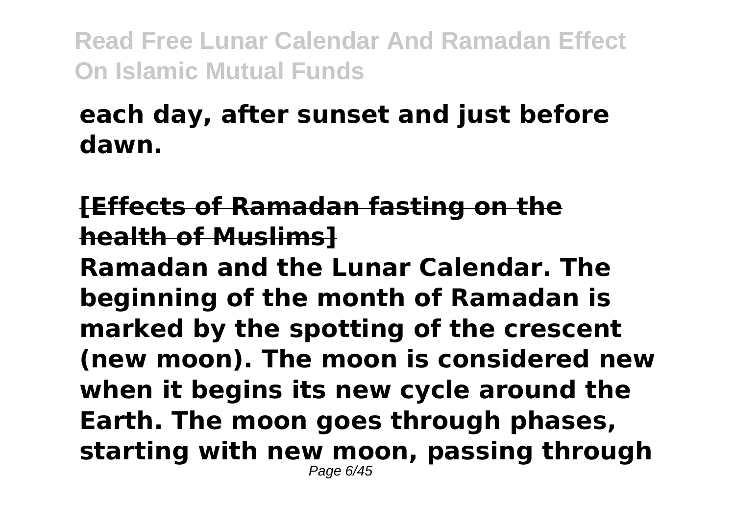**each day, after sunset and just before dawn.**

**[Effects of Ramadan fasting on the health of Muslims]**

**Ramadan and the Lunar Calendar. The beginning of the month of Ramadan is marked by the spotting of the crescent (new moon). The moon is considered new when it begins its new cycle around the Earth. The moon goes through phases, starting with new moon, passing through**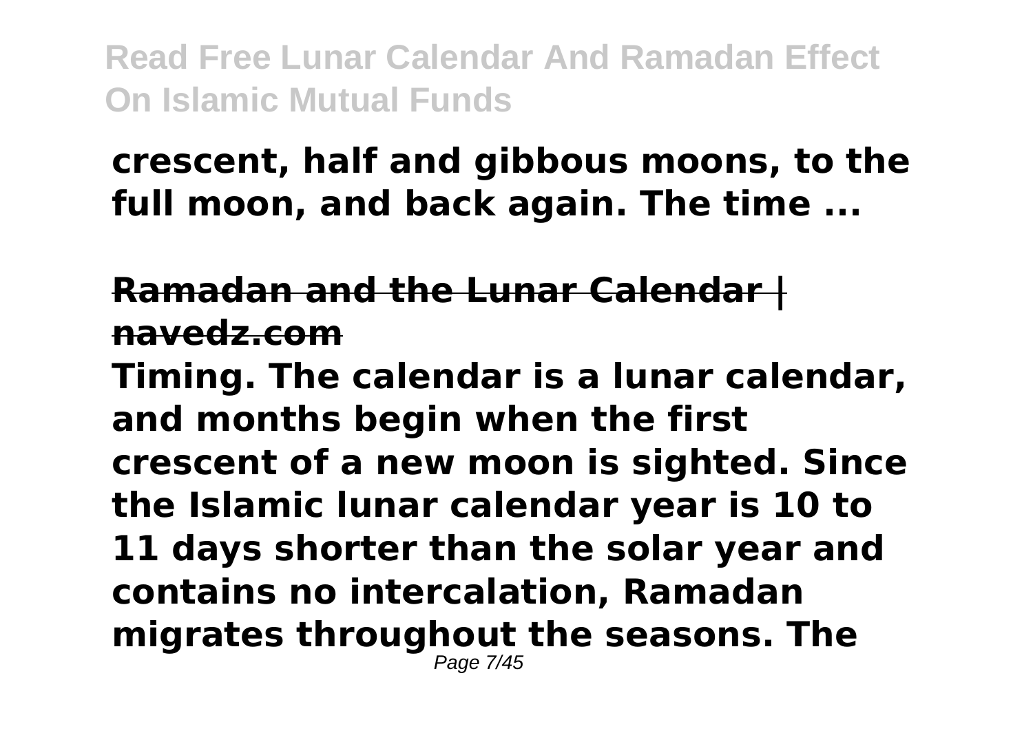**crescent, half and gibbous moons, to the full moon, and back again. The time ...**

**Ramadan and the Lunar Calendar | navedz.com**

**Timing. The calendar is a lunar calendar, and months begin when the first crescent of a new moon is sighted. Since the Islamic lunar calendar year is 10 to 11 days shorter than the solar year and contains no intercalation, Ramadan migrates throughout the seasons. The**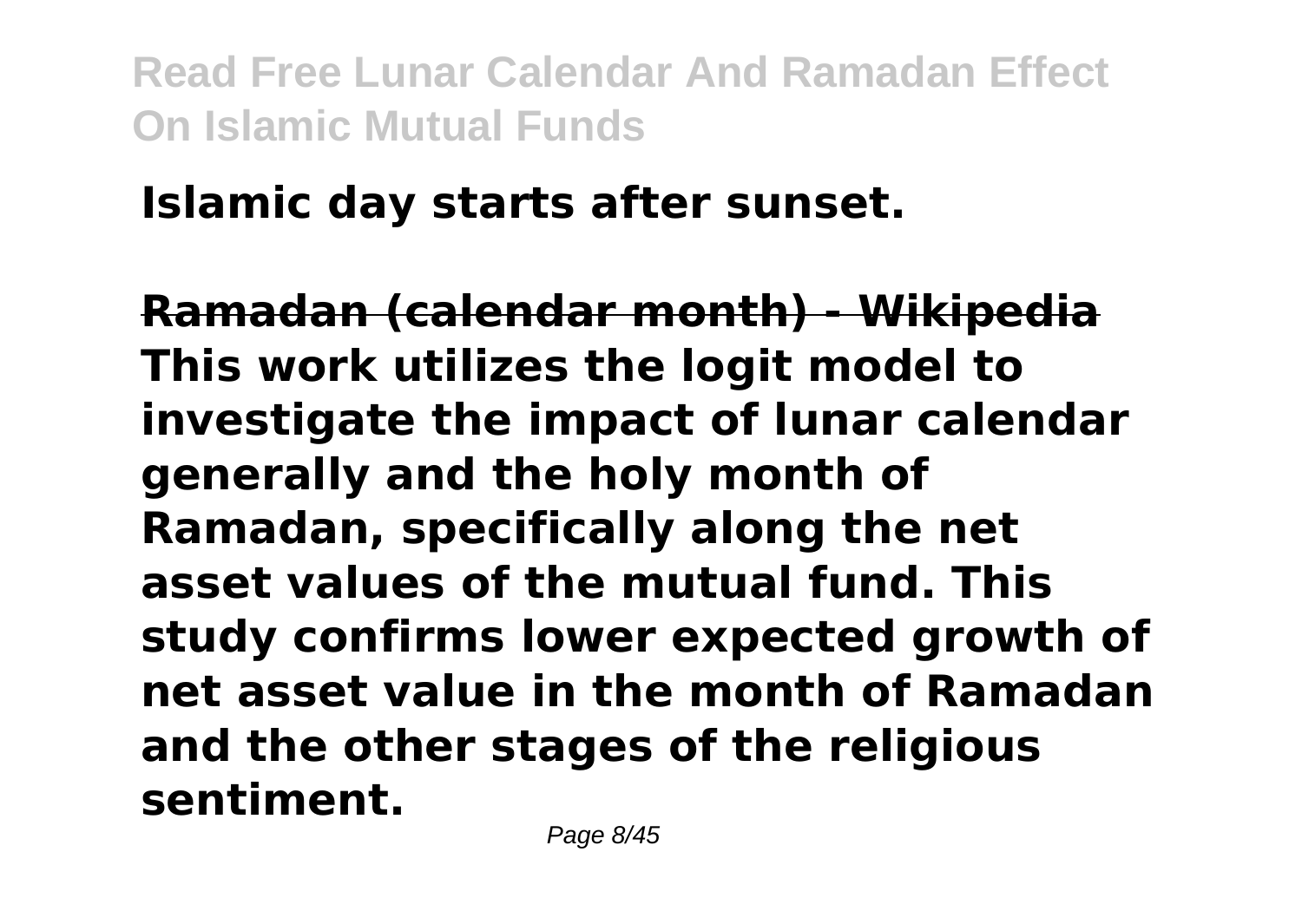**Islamic day starts after sunset.**

**Ramadan (calendar month) - Wikipedia**

**This work utilizes the logit model to investigate the impact of lunar calendar generally and the holy month of Ramadan, specifically along the net asset values of the mutual fund. This study confirms lower expected growth of net asset value in the month of Ramadan and the other stages of the religious sentiment.**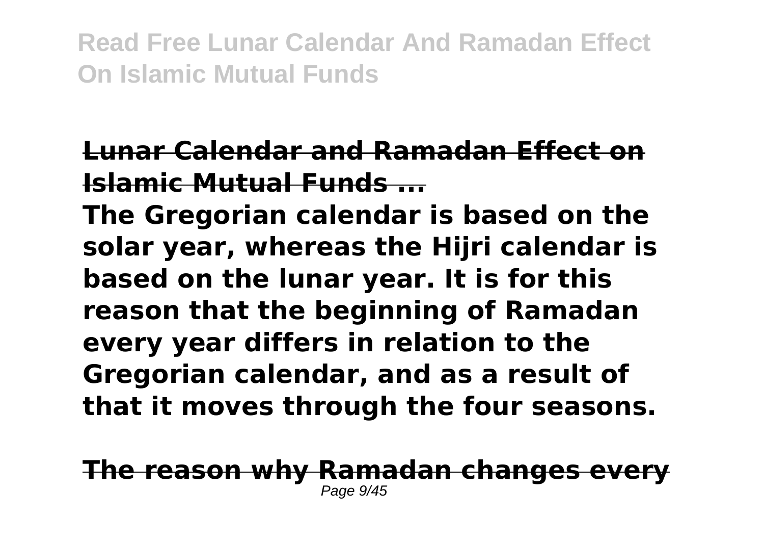**Lunar Calendar and Ramadan Effect on Islamic Mutual Funds ...**

**The Gregorian calendar is based on the solar year, whereas the Hijri calendar is based on the lunar year. It is for this reason that the beginning of Ramadan every year differs in relation to the Gregorian calendar, and as a result of that it moves through the four seasons.**

**The reason why Ramadan changes every**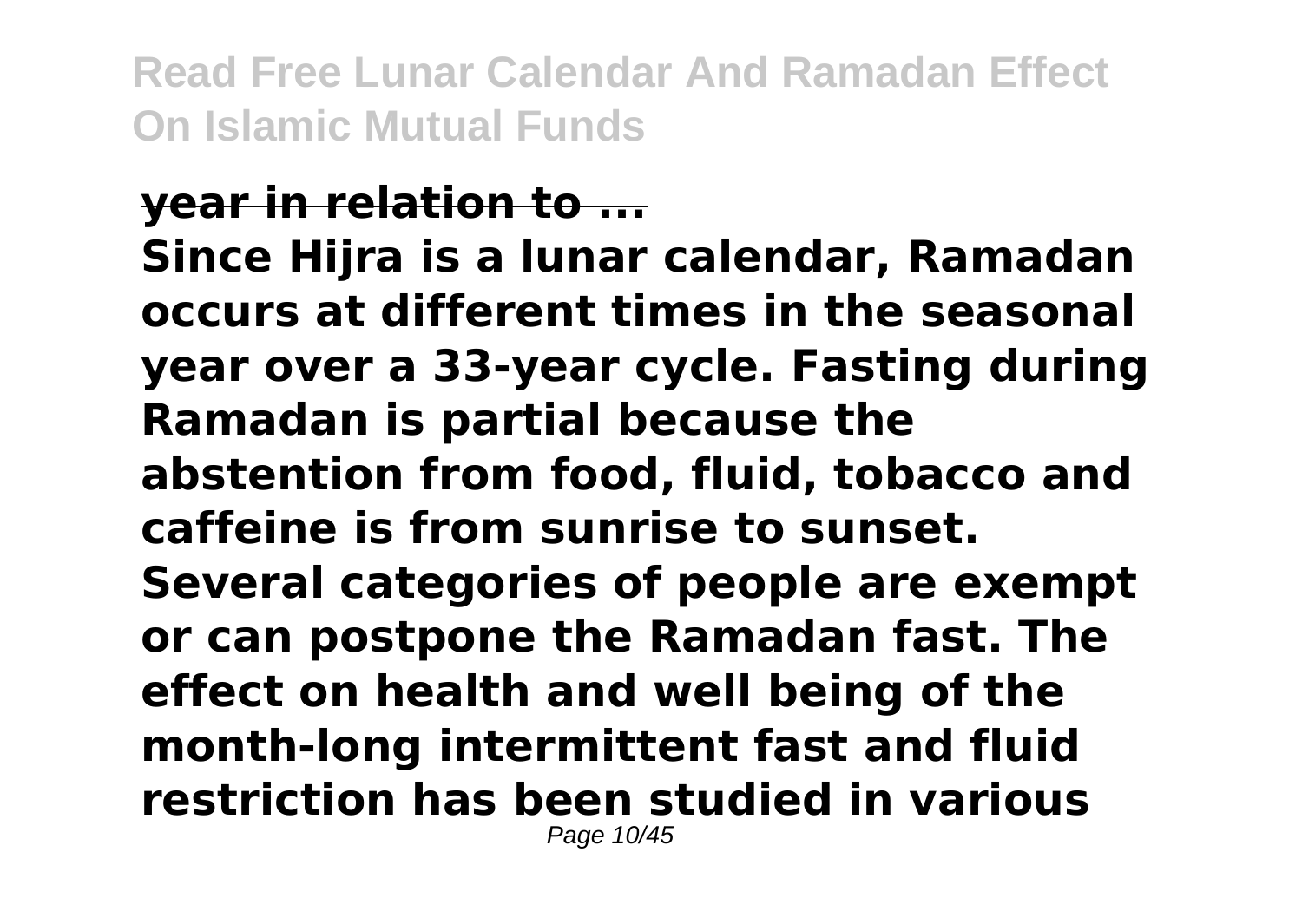**year in relation to ...**

**Since Hijra is a lunar calendar, Ramadan occurs at different times in the seasonal year over a 33-year cycle. Fasting during Ramadan is partial because the abstention from food, fluid, tobacco and caffeine is from sunrise to sunset. Several categories of people are exempt or can postpone the Ramadan fast. The effect on health and well being of the month-long intermittent fast and fluid restriction has been studied in various**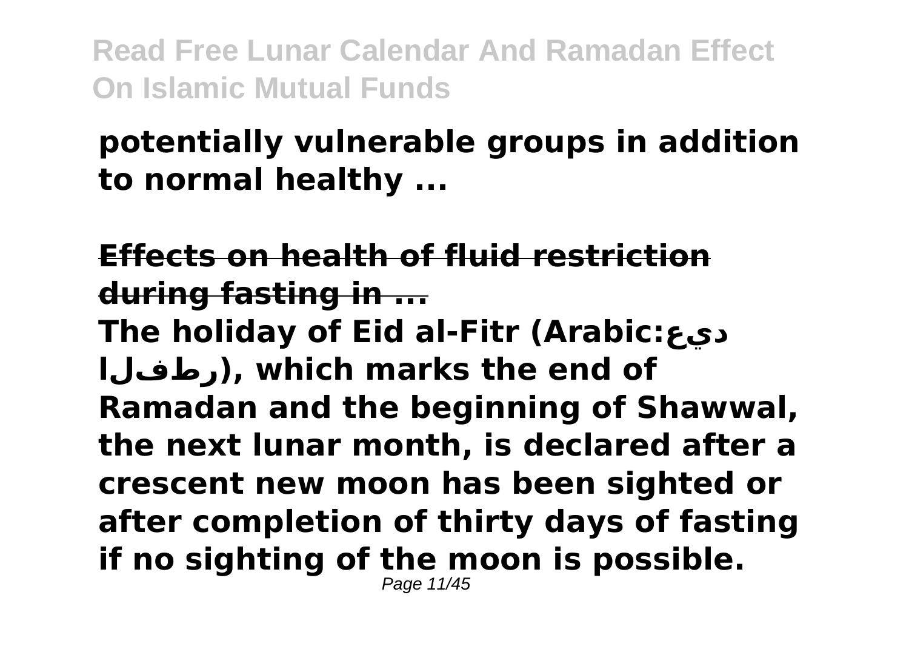**potentially vulnerable groups in addition to normal healthy ...**

**~~Effects on health of fluid restriction during fasting in ...~~**

**The holiday of Eid al-Fitr (Arabic:عيد الفطر), which marks the end of Ramadan and the beginning of Shawwal, the next lunar month, is declared after a crescent new moon has been sighted or after completion of thirty days of fasting if no sighting of the moon is possible.**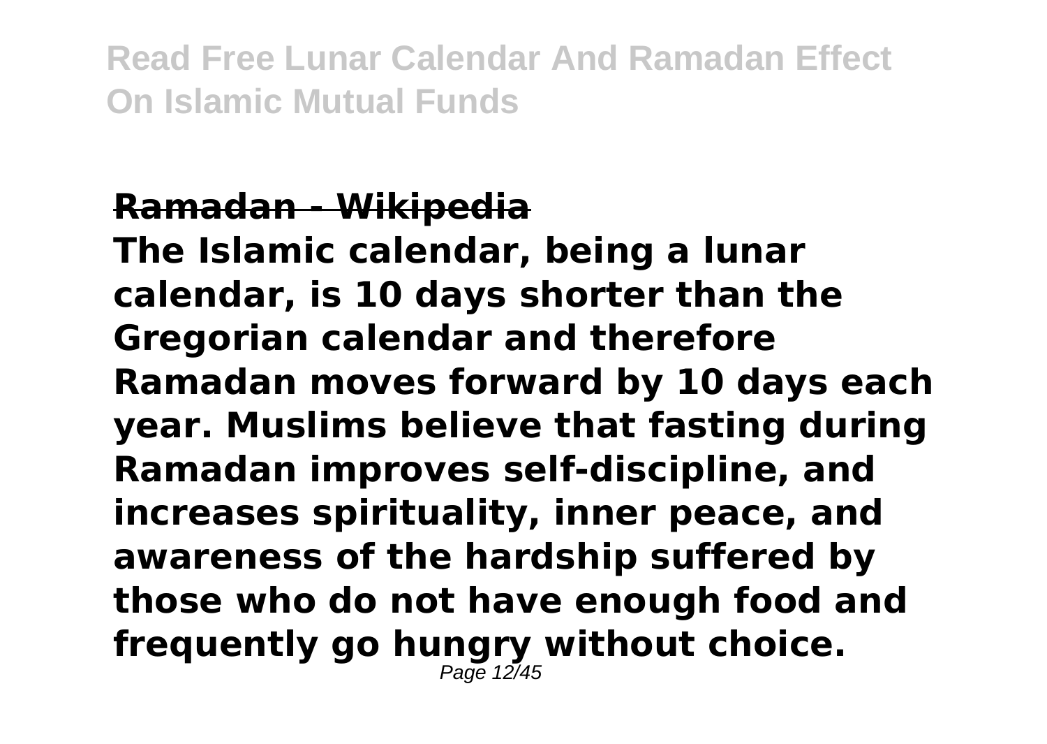## Ramadan - Wikipedia

**The Islamic calendar, being a lunar calendar, is 10 days shorter than the Gregorian calendar and therefore Ramadan moves forward by 10 days each year. Muslims believe that fasting during Ramadan improves self-discipline, and increases spirituality, inner peace, and awareness of the hardship suffered by those who do not have enough food and frequently go hungry without choice.**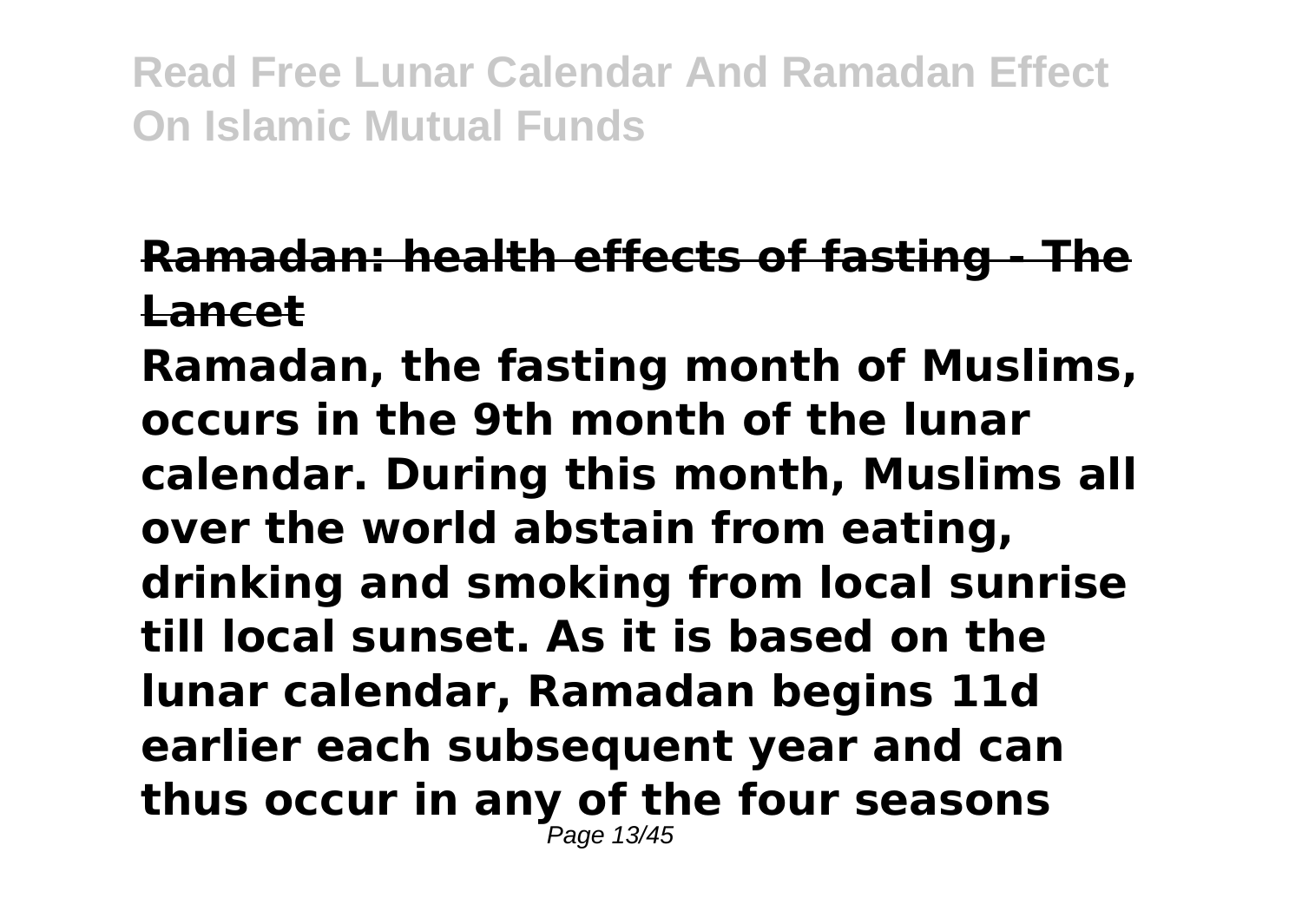## Ramadan: health effects of fasting - The Lancet

Ramadan, the fasting month of Muslims, occurs in the 9th month of the lunar calendar. During this month, Muslims all over the world abstain from eating, drinking and smoking from local sunrise till local sunset. As it is based on the lunar calendar, Ramadan begins 11d earlier each subsequent year and can thus occur in any of the four seasons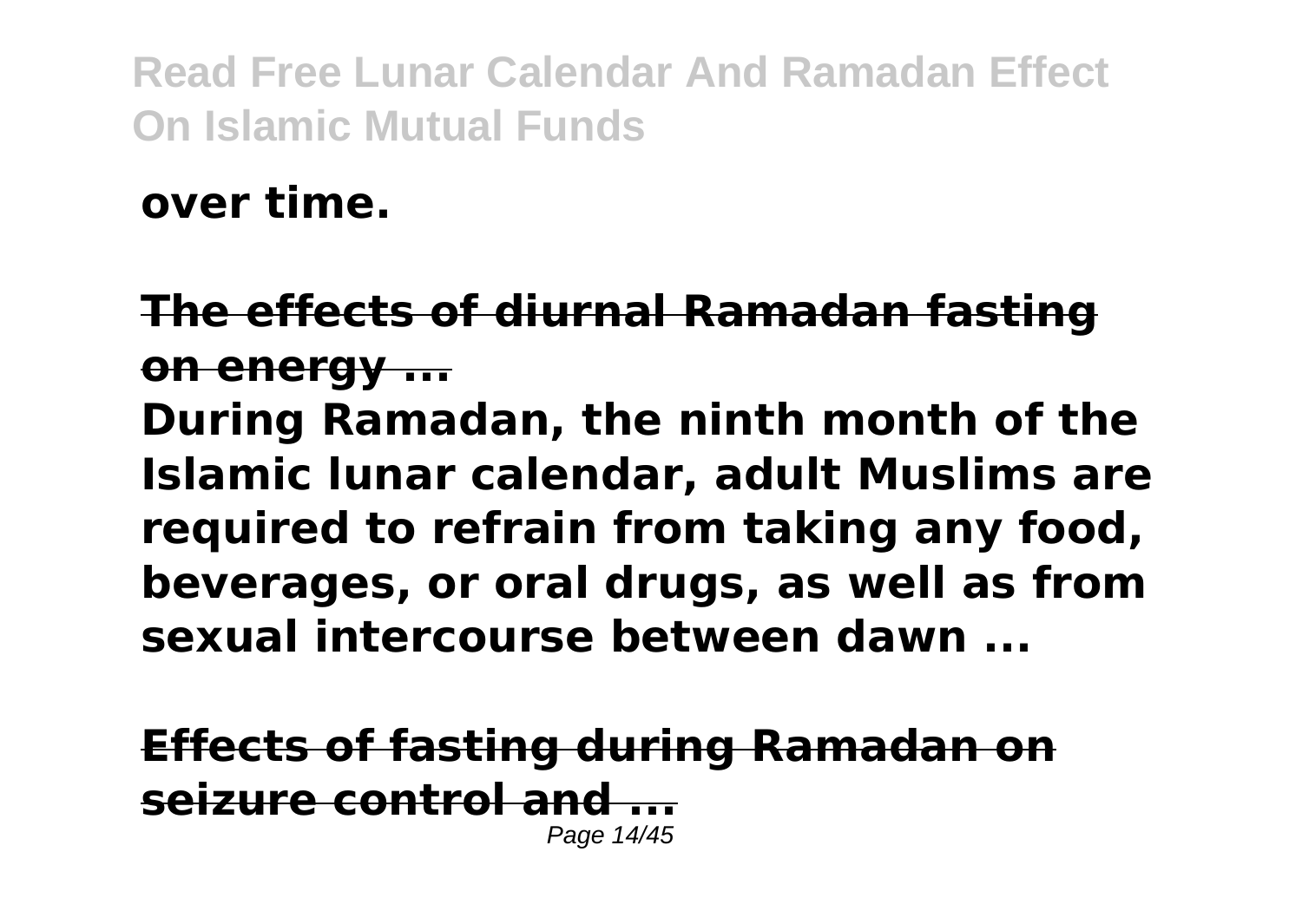**over time.**

**The effects of diurnal Ramadan fasting on energy ...**

**During Ramadan, the ninth month of the Islamic lunar calendar, adult Muslims are required to refrain from taking any food, beverages, or oral drugs, as well as from sexual intercourse between dawn ...**

**Effects of fasting during Ramadan on seizure control and ...**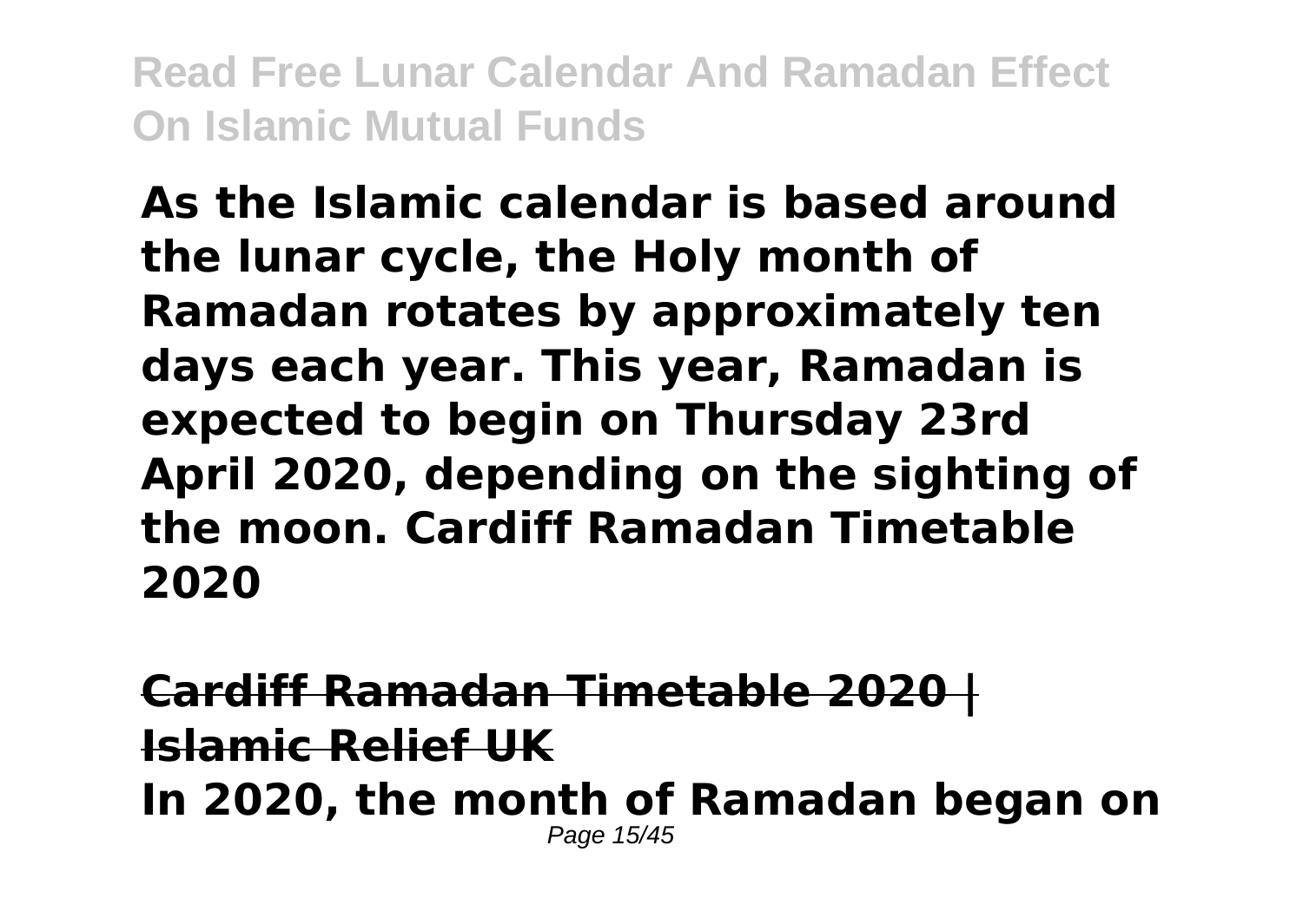**As the Islamic calendar is based around the lunar cycle, the Holy month of Ramadan rotates by approximately ten days each year. This year, Ramadan is expected to begin on Thursday 23rd April 2020, depending on the sighting of the moon. Cardiff Ramadan Timetable 2020**

**Cardiff Ramadan Timetable 2020 | Islamic Relief UK**

**In 2020, the month of Ramadan began on**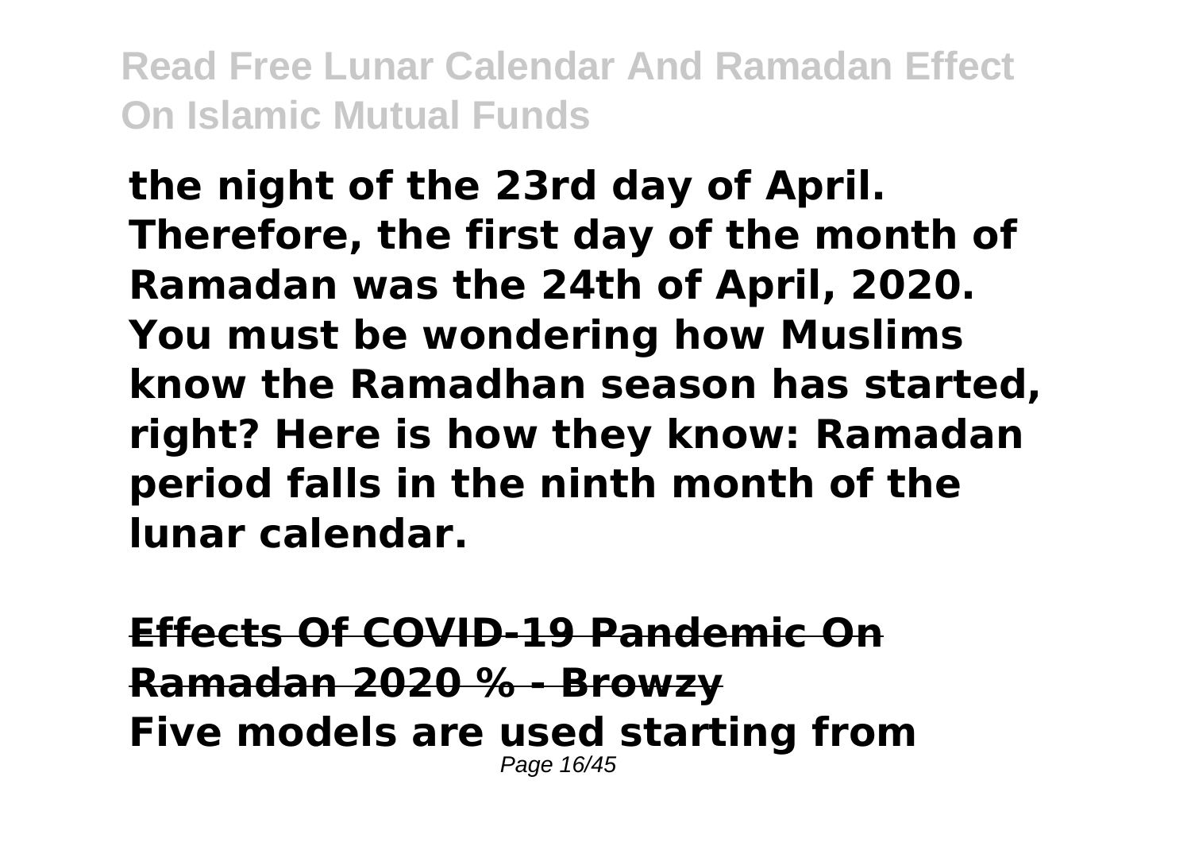**the night of the 23rd day of April. Therefore, the first day of the month of Ramadan was the 24th of April, 2020. You must be wondering how Muslims know the Ramadhan season has started, right? Here is how they know: Ramadan period falls in the ninth month of the lunar calendar.**

**Effects Of COVID-19 Pandemic On Ramadan 2020 % - Browzy**

**Five models are used starting from**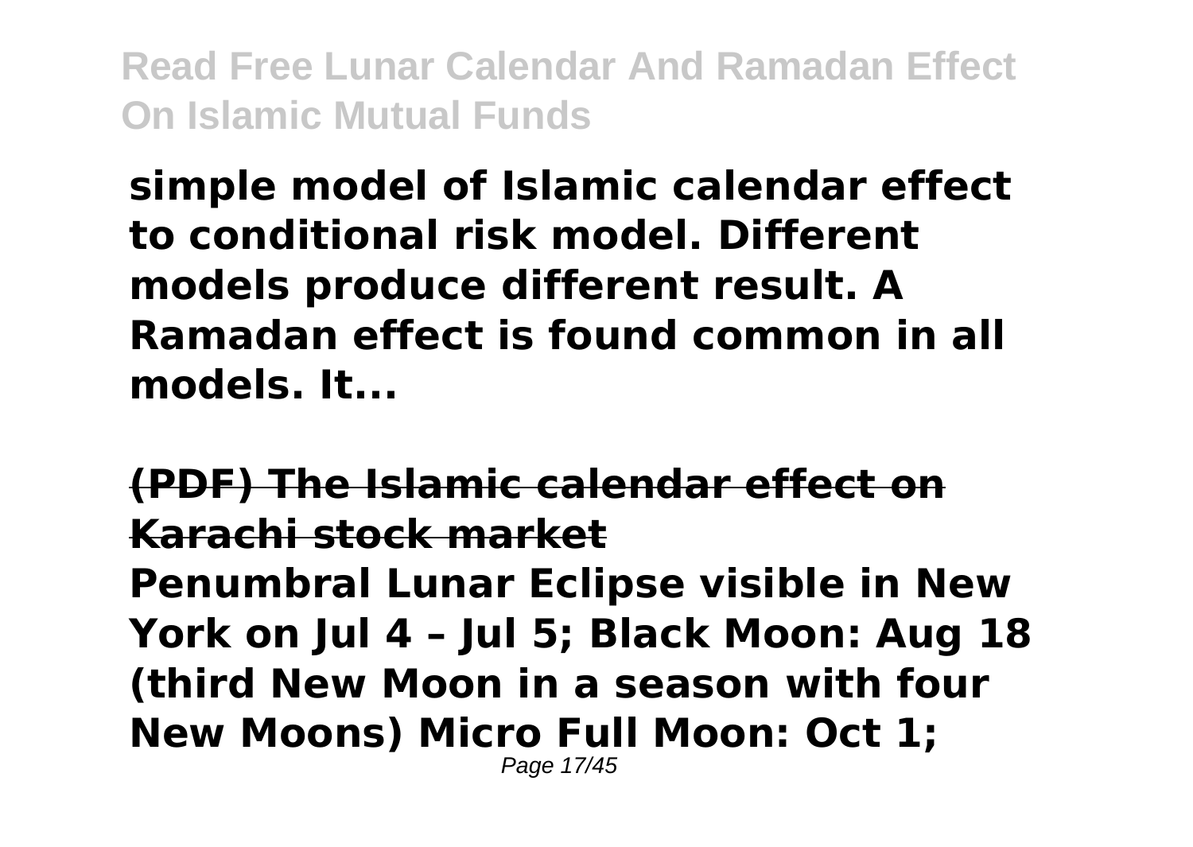**simple model of Islamic calendar effect to conditional risk model. Different models produce different result. A Ramadan effect is found common in all models. It...**

## (PDF) The Islamic calendar effect on Karachi stock market

**Penumbral Lunar Eclipse visible in New York on Jul 4 – Jul 5; Black Moon: Aug 18 (third New Moon in a season with four New Moons) Micro Full Moon: Oct 1;**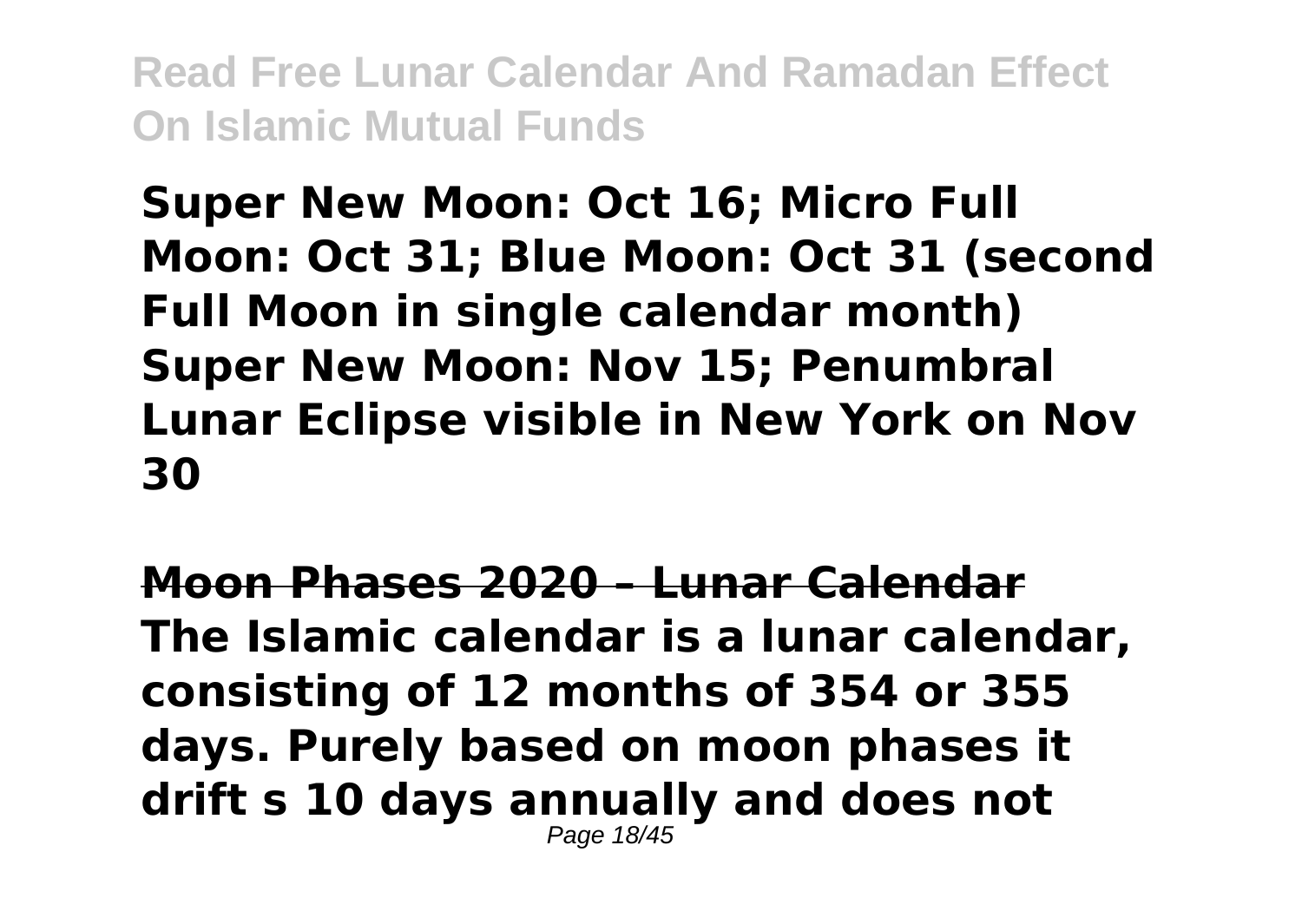**Super New Moon: Oct 16; Micro Full Moon: Oct 31; Blue Moon: Oct 31 (second Full Moon in single calendar month) Super New Moon: Nov 15; Penumbral Lunar Eclipse visible in New York on Nov 30**

**Moon Phases 2020 – Lunar Calendar**

**The Islamic calendar is a lunar calendar, consisting of 12 months of 354 or 355 days. Purely based on moon phases it drift s 10 days annually and does not**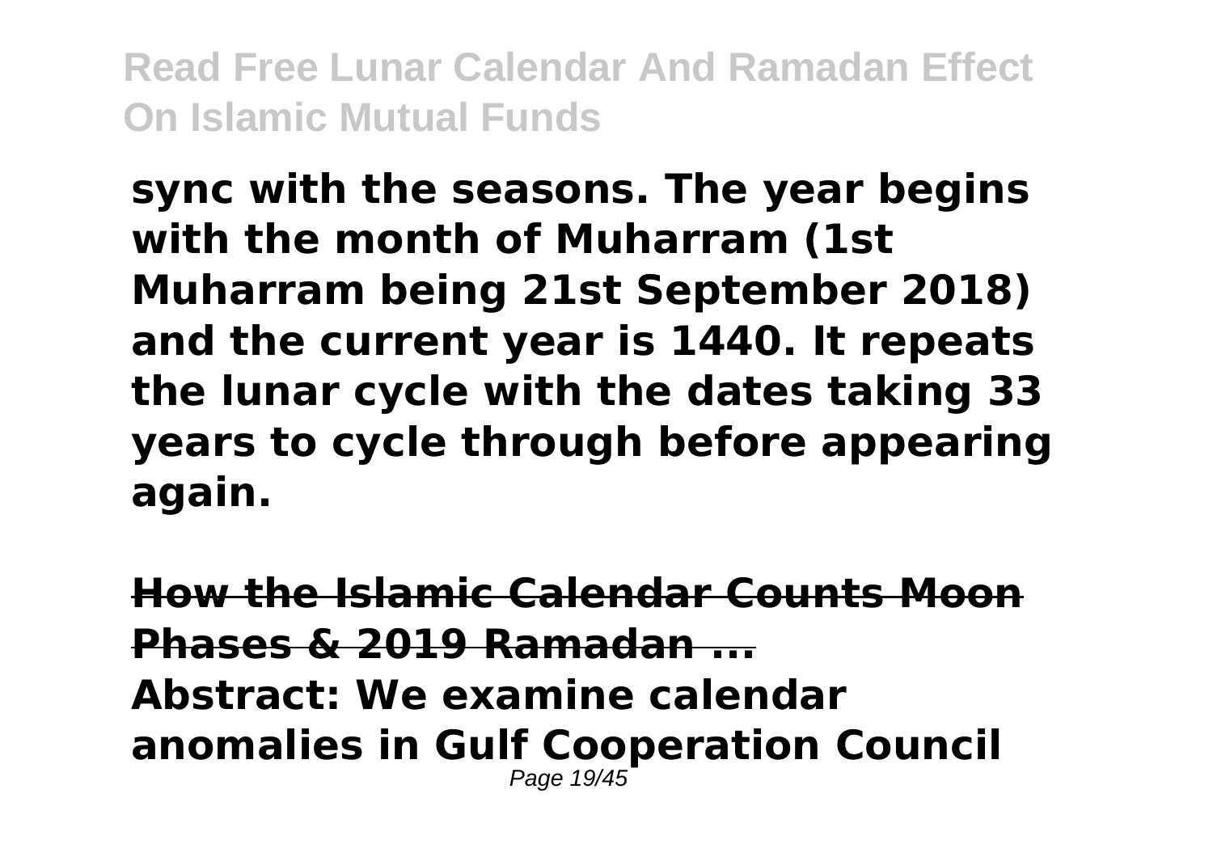**sync with the seasons. The year begins with the month of Muharram (1st Muharram being 21st September 2018) and the current year is 1440. It repeats the lunar cycle with the dates taking 33 years to cycle through before appearing again.**

**How the Islamic Calendar Counts Moon Phases & 2019 Ramadan ...**

**Abstract: We examine calendar anomalies in Gulf Cooperation Council**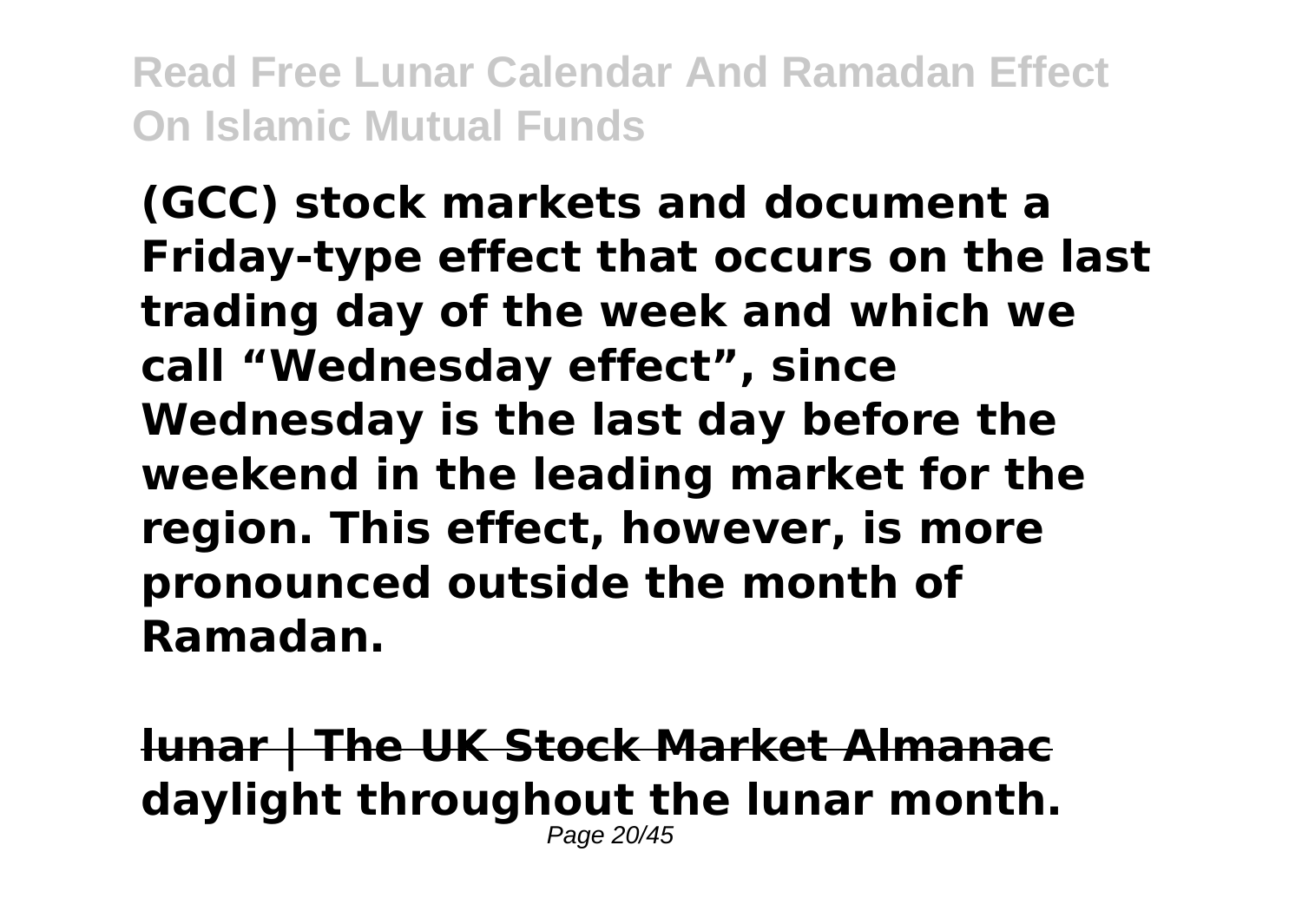**(GCC) stock markets and document a Friday-type effect that occurs on the last trading day of the week and which we call "Wednesday effect", since Wednesday is the last day before the weekend in the leading market for the region. This effect, however, is more pronounced outside the month of Ramadan.**

**lunar | The UK Stock Market Almanac**

**daylight throughout the lunar month.**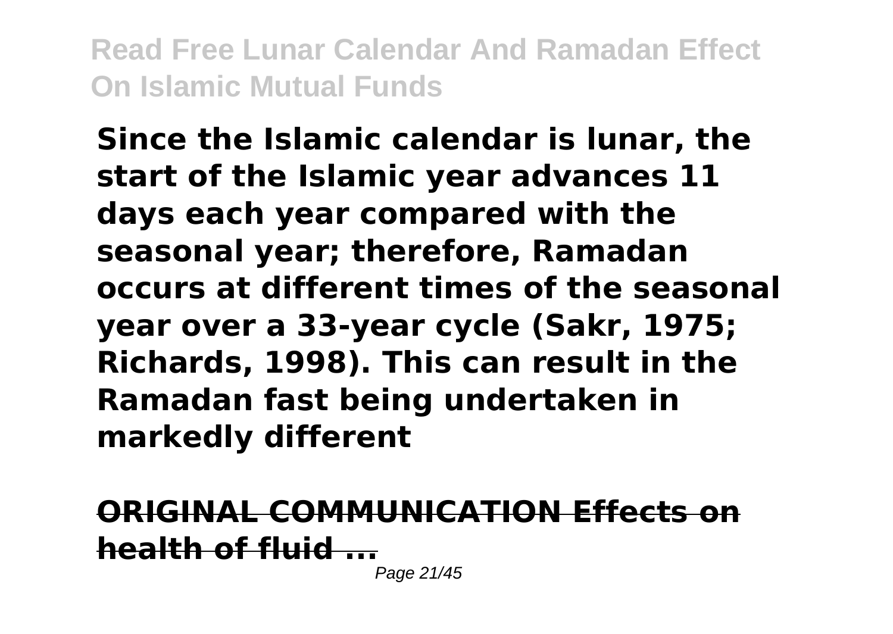**Since the Islamic calendar is lunar, the start of the Islamic year advances 11 days each year compared with the seasonal year; therefore, Ramadan occurs at different times of the seasonal year over a 33-year cycle (Sakr, 1975; Richards, 1998). This can result in the Ramadan fast being undertaken in markedly different**

## ORIGINAL COMMUNICATION Effects on health of fluid ...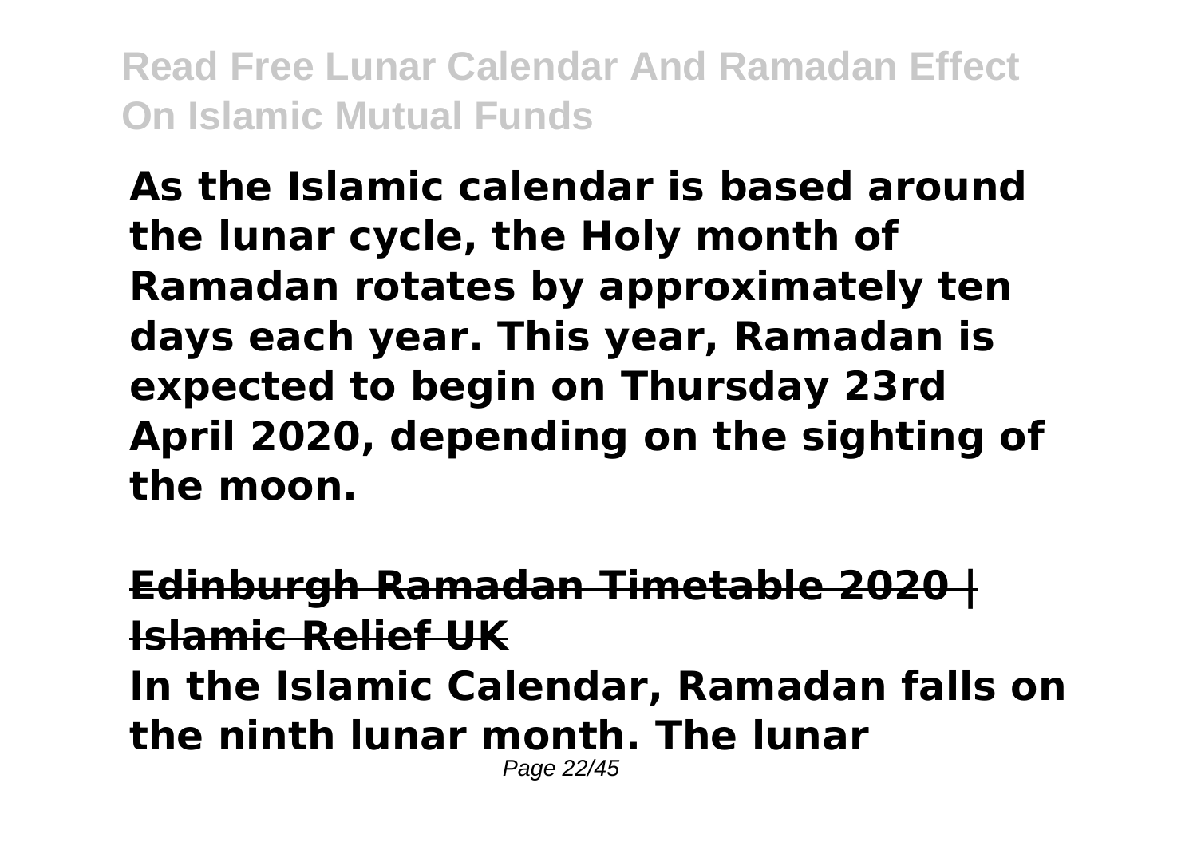**As the Islamic calendar is based around the lunar cycle, the Holy month of Ramadan rotates by approximately ten days each year. This year, Ramadan is expected to begin on Thursday 23rd April 2020, depending on the sighting of the moon.**

**Edinburgh Ramadan Timetable 2020 | Islamic Relief UK**

**In the Islamic Calendar, Ramadan falls on the ninth lunar month. The lunar**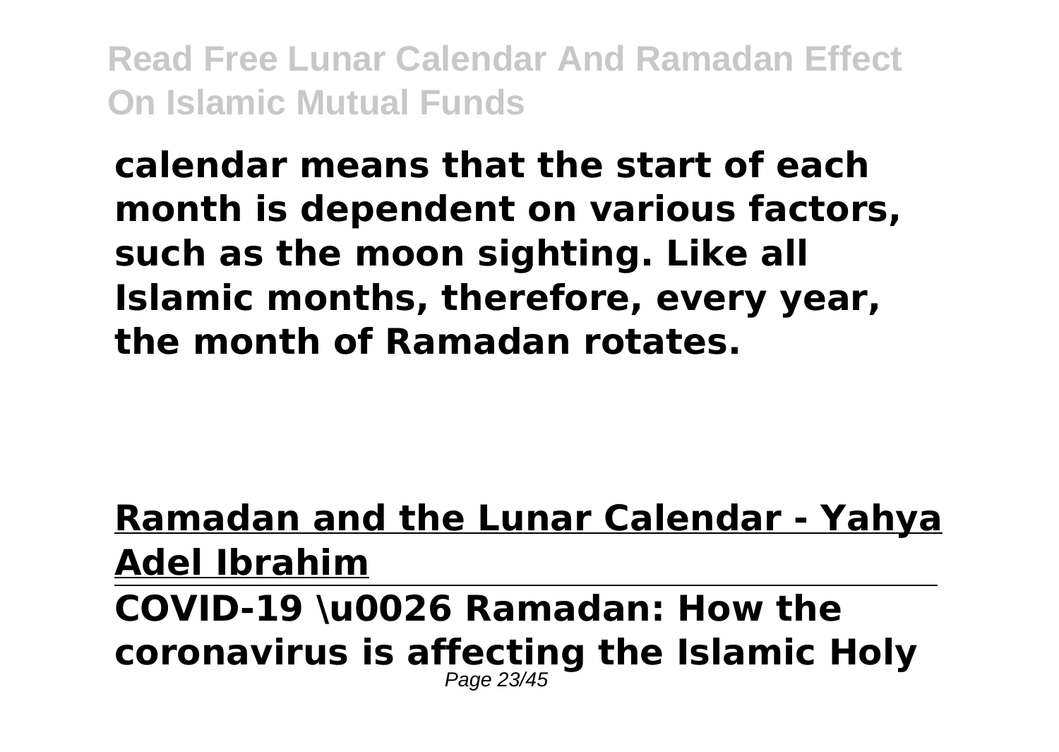**calendar means that the start of each month is dependent on various factors, such as the moon sighting. Like all Islamic months, therefore, every year, the month of Ramadan rotates.**

**Ramadan and the Lunar Calendar - Yahya Adel Ibrahim**

---

**COVID-19 \u0026 Ramadan: How the coronavirus is affecting the Islamic Holy**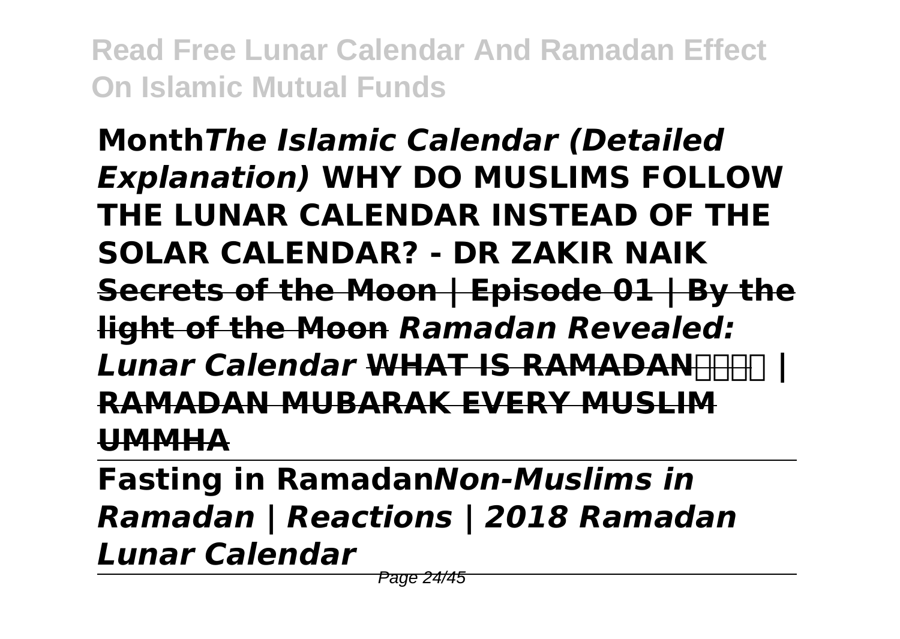**Month*The Islamic Calendar (Detailed Explanation)* WHY DO MUSLIMS FOLLOW THE LUNAR CALENDAR INSTEAD OF THE SOLAR CALENDAR? - DR ZAKIR NAIK** ~~**Secrets of the Moon | Episode 01 | By the light of the Moon**~~ ***Ramadan Revealed: Lunar Calendar*** ~~**WHAT IS RAMADAN | RAMADAN MUBARAK EVERY MUSLIM UMMHA**~~

---

**Fasting in Ramadan*Non-Muslims in Ramadan | Reactions | 2018 Ramadan Lunar Calendar***

---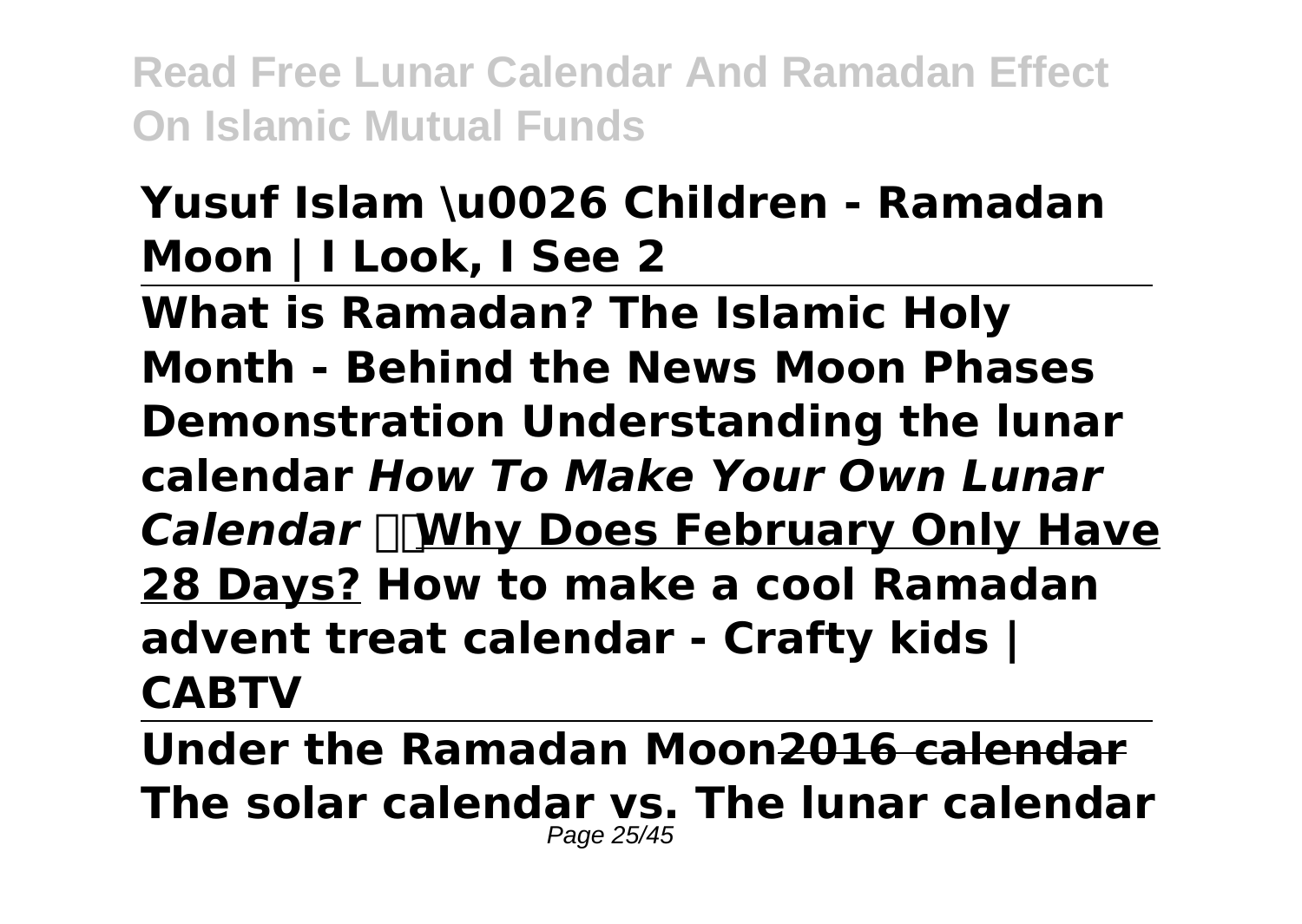**Yusuf Islam \u0026 Children - Ramadan Moon | I Look, I See 2**

**What is Ramadan? The Islamic Holy Month - Behind the News Moon Phases Demonstration Understanding the lunar calendar** ***How To Make Your Own Lunar Calendar*** **Why Does February Only Have 28 Days? How to make a cool Ramadan advent treat calendar - Crafty kids | CABTV**

**Under the Ramadan Moon~~2016 calendar~~ The solar calendar vs. The lunar calendar**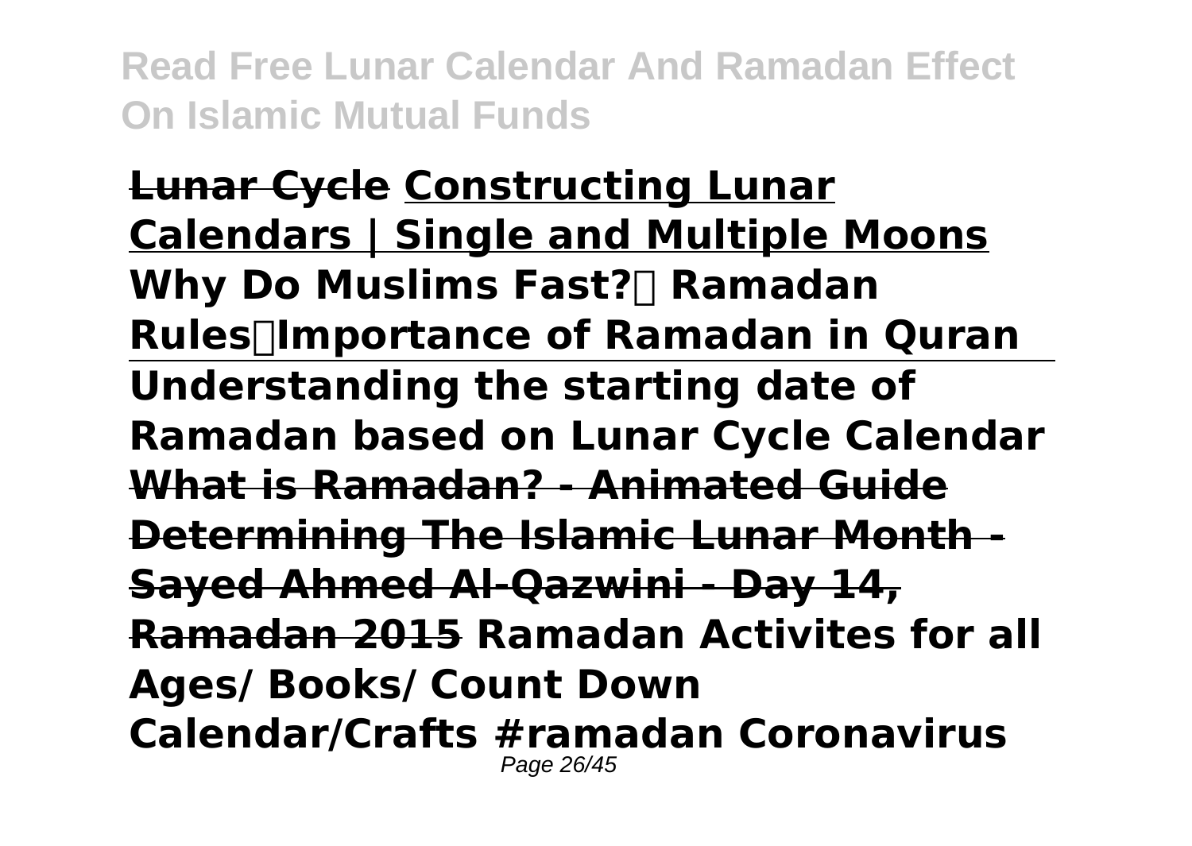**Lunar Cycle** **Constructing Lunar Calendars | Single and Multiple Moons** **Why Do Muslims Fast?। Ramadan Rules।Importance of Ramadan in Quran** **Understanding the starting date of Ramadan based on Lunar Cycle Calendar** **What is Ramadan? - Animated Guide** **Determining The Islamic Lunar Month - Sayed Ahmed Al-Qazwini - Day 14, Ramadan 2015** **Ramadan Activites for all Ages/ Books/ Count Down Calendar/Crafts #ramadan Coronavirus**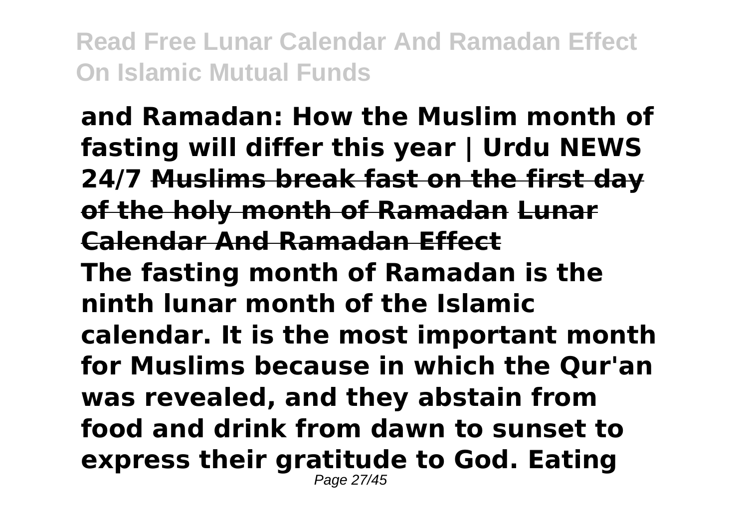**and Ramadan: How the Muslim month of fasting will differ this year | Urdu NEWS 24/7 ~~Muslims break fast on the first day of the holy month of Ramadan~~ ~~Lunar Calendar And Ramadan Effect~~**

**The fasting month of Ramadan is the ninth lunar month of the Islamic calendar. It is the most important month for Muslims because in which the Qur'an was revealed, and they abstain from food and drink from dawn to sunset to express their gratitude to God. Eating**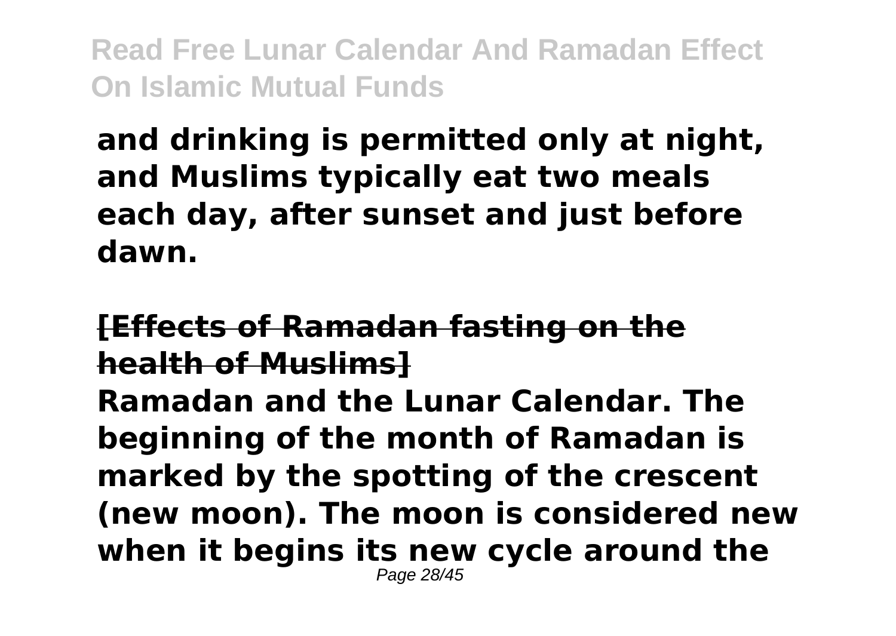**and drinking is permitted only at night, and Muslims typically eat two meals each day, after sunset and just before dawn.**

**[Effects of Ramadan fasting on the health of Muslims]**

**Ramadan and the Lunar Calendar. The beginning of the month of Ramadan is marked by the spotting of the crescent (new moon). The moon is considered new when it begins its new cycle around the**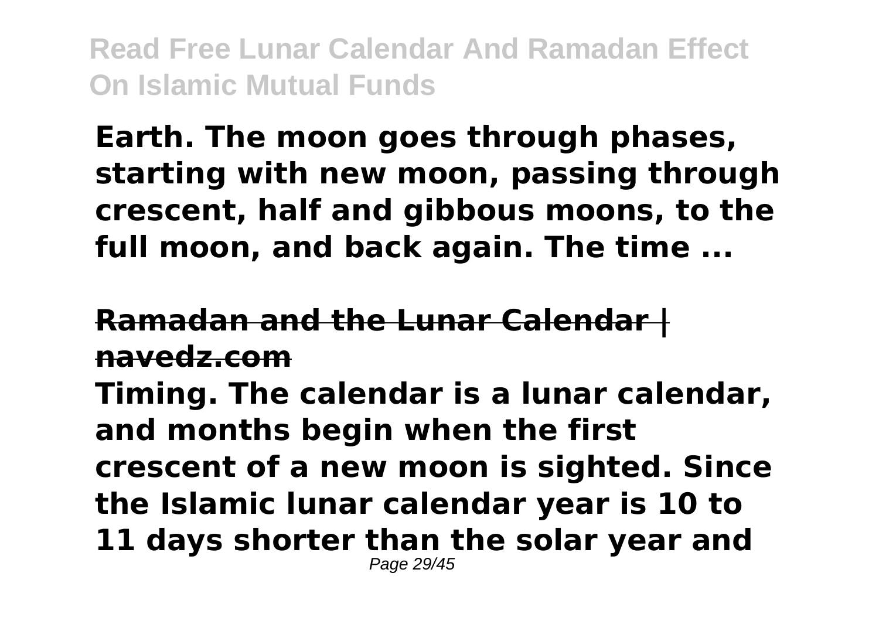**Earth. The moon goes through phases, starting with new moon, passing through crescent, half and gibbous moons, to the full moon, and back again. The time ...**

**Ramadan and the Lunar Calendar | navedz.com**

**Timing. The calendar is a lunar calendar, and months begin when the first crescent of a new moon is sighted. Since the Islamic lunar calendar year is 10 to 11 days shorter than the solar year and**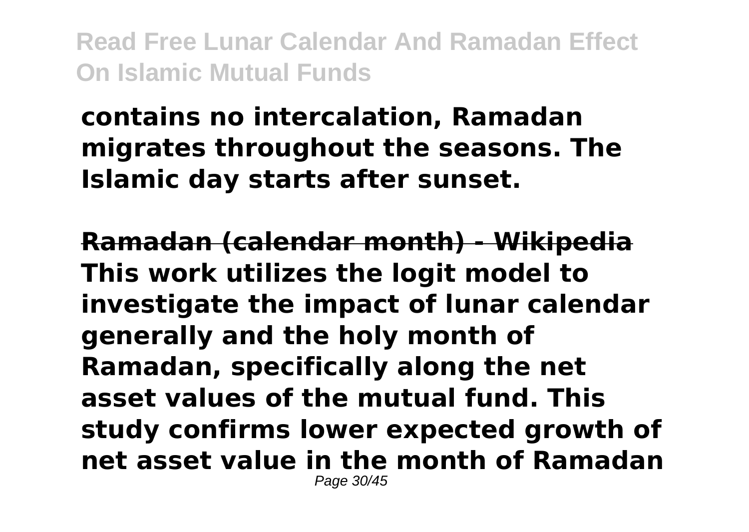**contains no intercalation, Ramadan migrates throughout the seasons. The Islamic day starts after sunset.**

**~~Ramadan (calendar month) - Wikipedia~~**
**This work utilizes the logit model to investigate the impact of lunar calendar generally and the holy month of Ramadan, specifically along the net asset values of the mutual fund. This study confirms lower expected growth of net asset value in the month of Ramadan**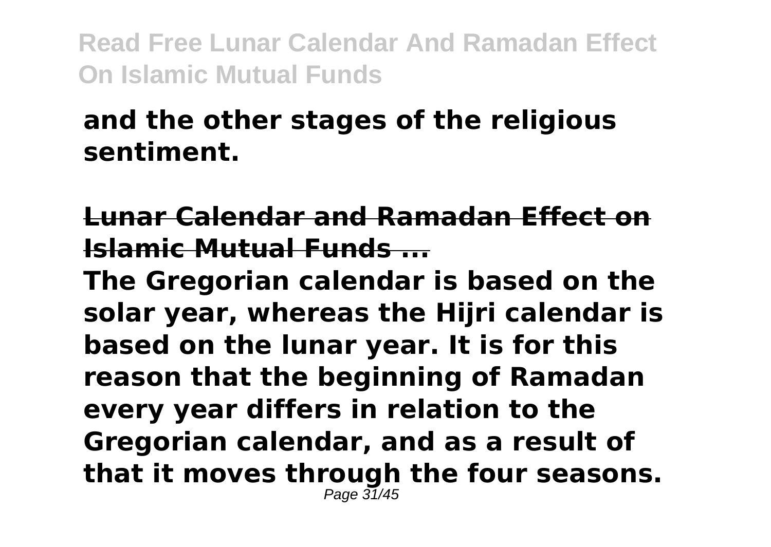**and the other stages of the religious sentiment.**

**Lunar Calendar and Ramadan Effect on Islamic Mutual Funds ...**

**The Gregorian calendar is based on the solar year, whereas the Hijri calendar is based on the lunar year. It is for this reason that the beginning of Ramadan every year differs in relation to the Gregorian calendar, and as a result of that it moves through the four seasons.**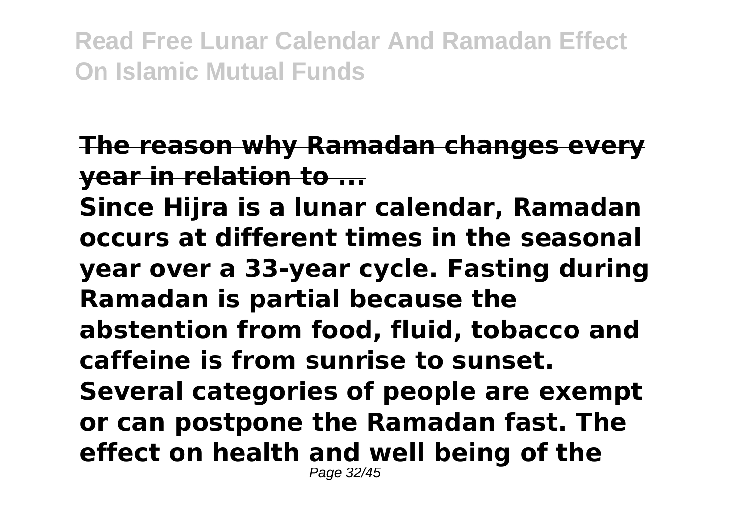**The reason why Ramadan changes every year in relation to ...**

**Since Hijra is a lunar calendar, Ramadan occurs at different times in the seasonal year over a 33-year cycle. Fasting during Ramadan is partial because the abstention from food, fluid, tobacco and caffeine is from sunrise to sunset. Several categories of people are exempt or can postpone the Ramadan fast. The effect on health and well being of the**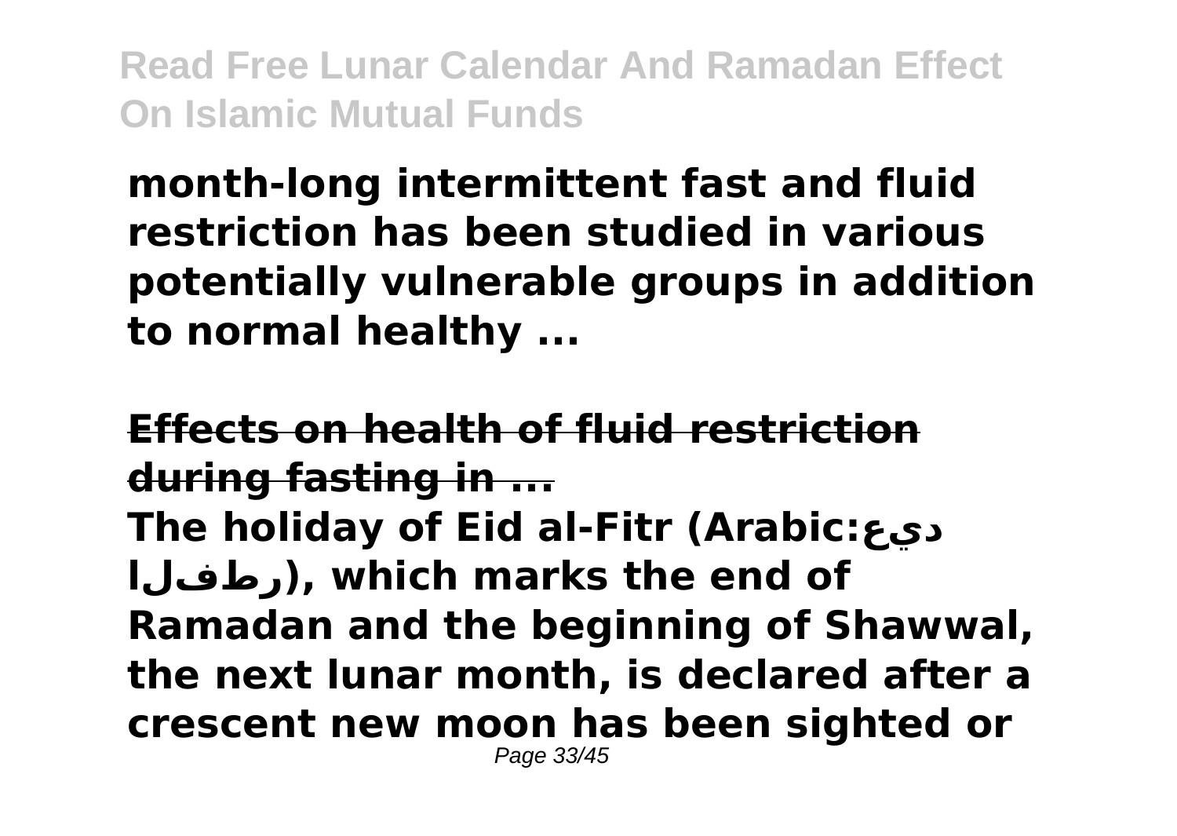**month-long intermittent fast and fluid restriction has been studied in various potentially vulnerable groups in addition to normal healthy ...**

**Effects on health of fluid restriction during fasting in ...**

**The holiday of Eid al-Fitr (Arabic:عيد الفطر), which marks the end of Ramadan and the beginning of Shawwal, the next lunar month, is declared after a crescent new moon has been sighted or**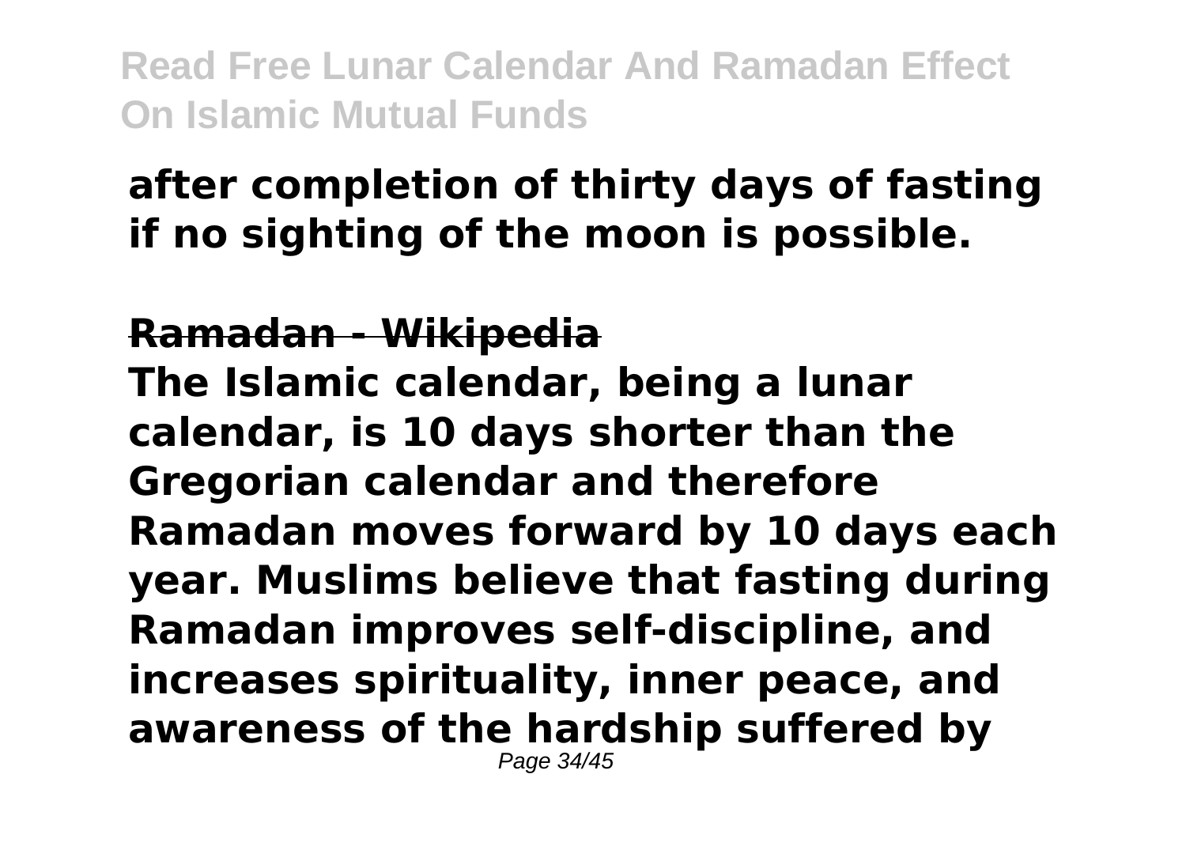**after completion of thirty days of fasting if no sighting of the moon is possible.**

**Ramadan - Wikipedia**

**The Islamic calendar, being a lunar calendar, is 10 days shorter than the Gregorian calendar and therefore Ramadan moves forward by 10 days each year. Muslims believe that fasting during Ramadan improves self-discipline, and increases spirituality, inner peace, and awareness of the hardship suffered by**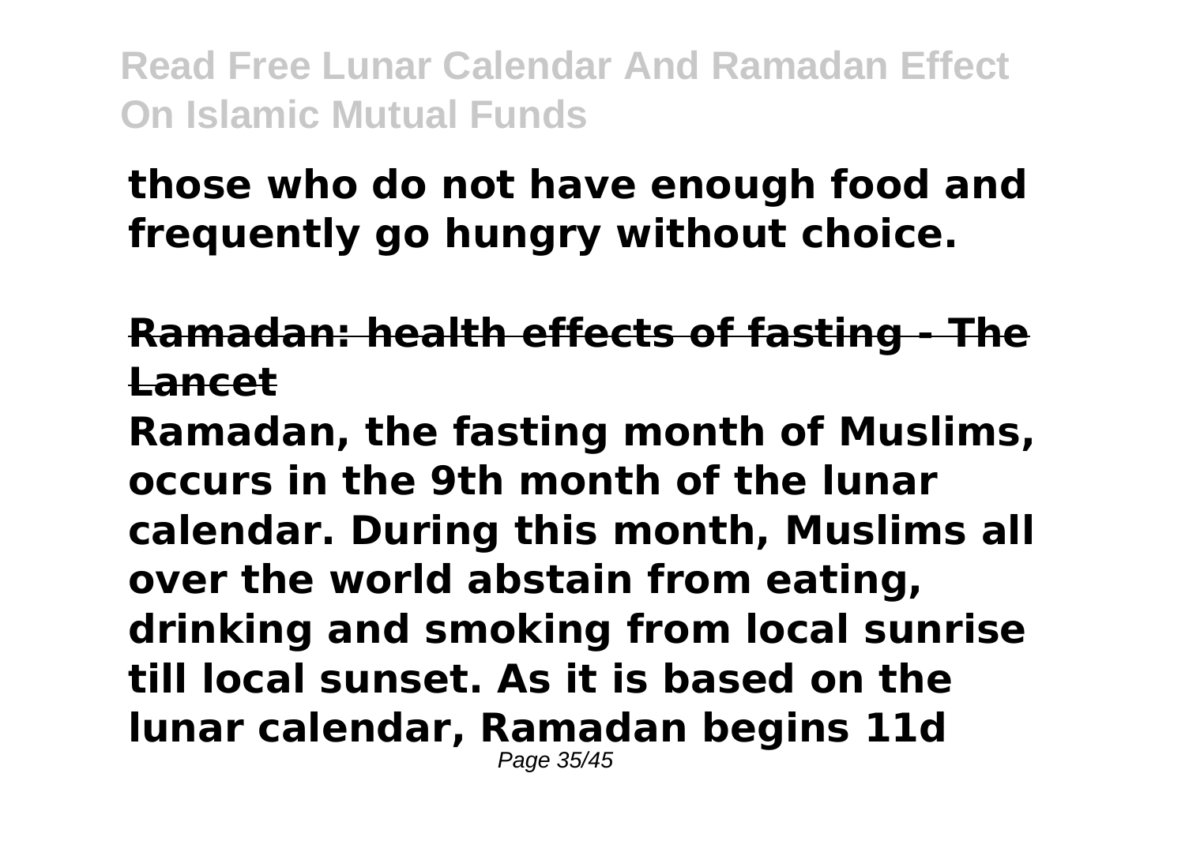**those who do not have enough food and frequently go hungry without choice.**

**Ramadan: health effects of fasting - The Lancet**

**Ramadan, the fasting month of Muslims, occurs in the 9th month of the lunar calendar. During this month, Muslims all over the world abstain from eating, drinking and smoking from local sunrise till local sunset. As it is based on the lunar calendar, Ramadan begins 11d**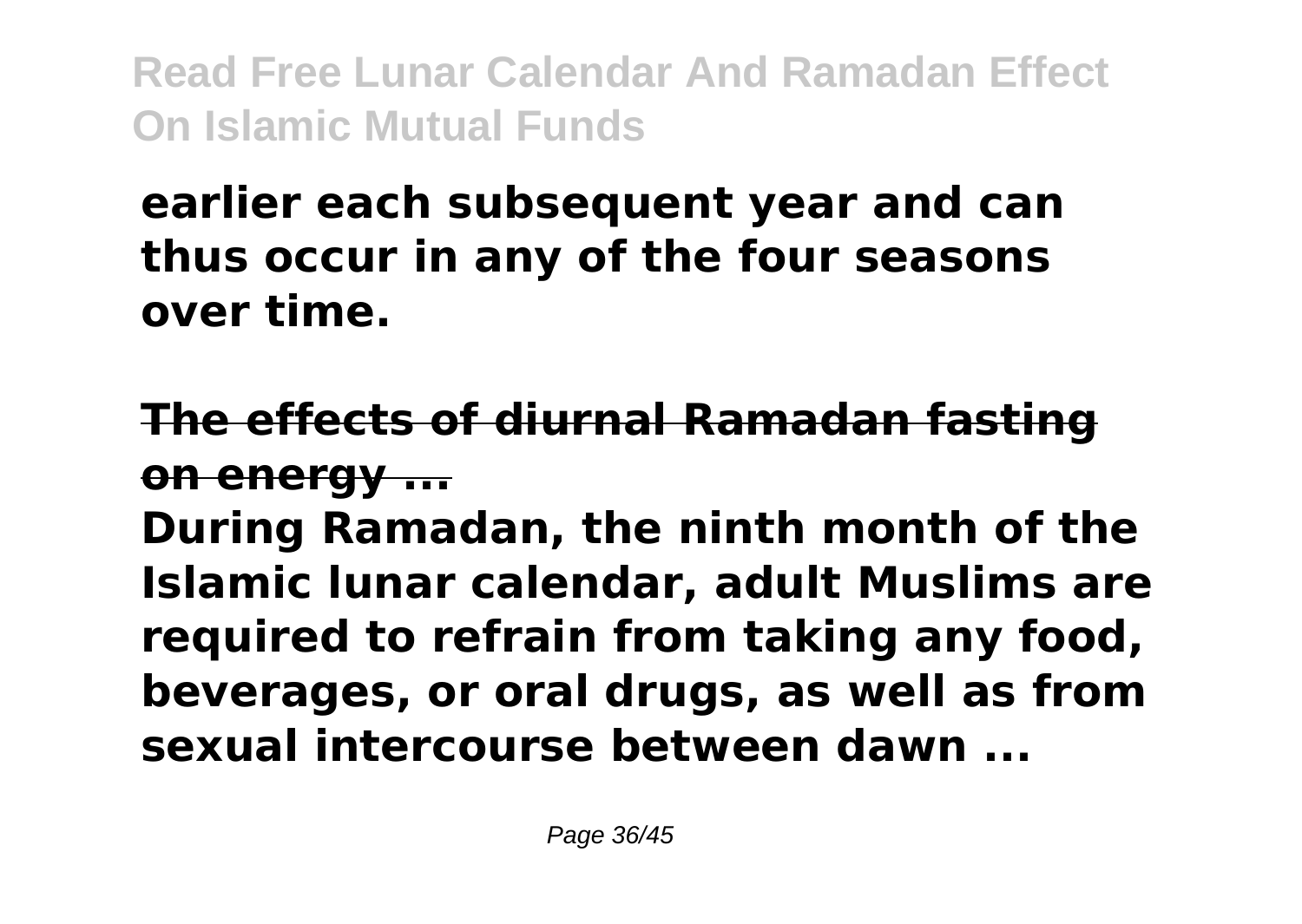**earlier each subsequent year and can thus occur in any of the four seasons over time.**

**The effects of diurnal Ramadan fasting on energy ...**

**During Ramadan, the ninth month of the Islamic lunar calendar, adult Muslims are required to refrain from taking any food, beverages, or oral drugs, as well as from sexual intercourse between dawn ...**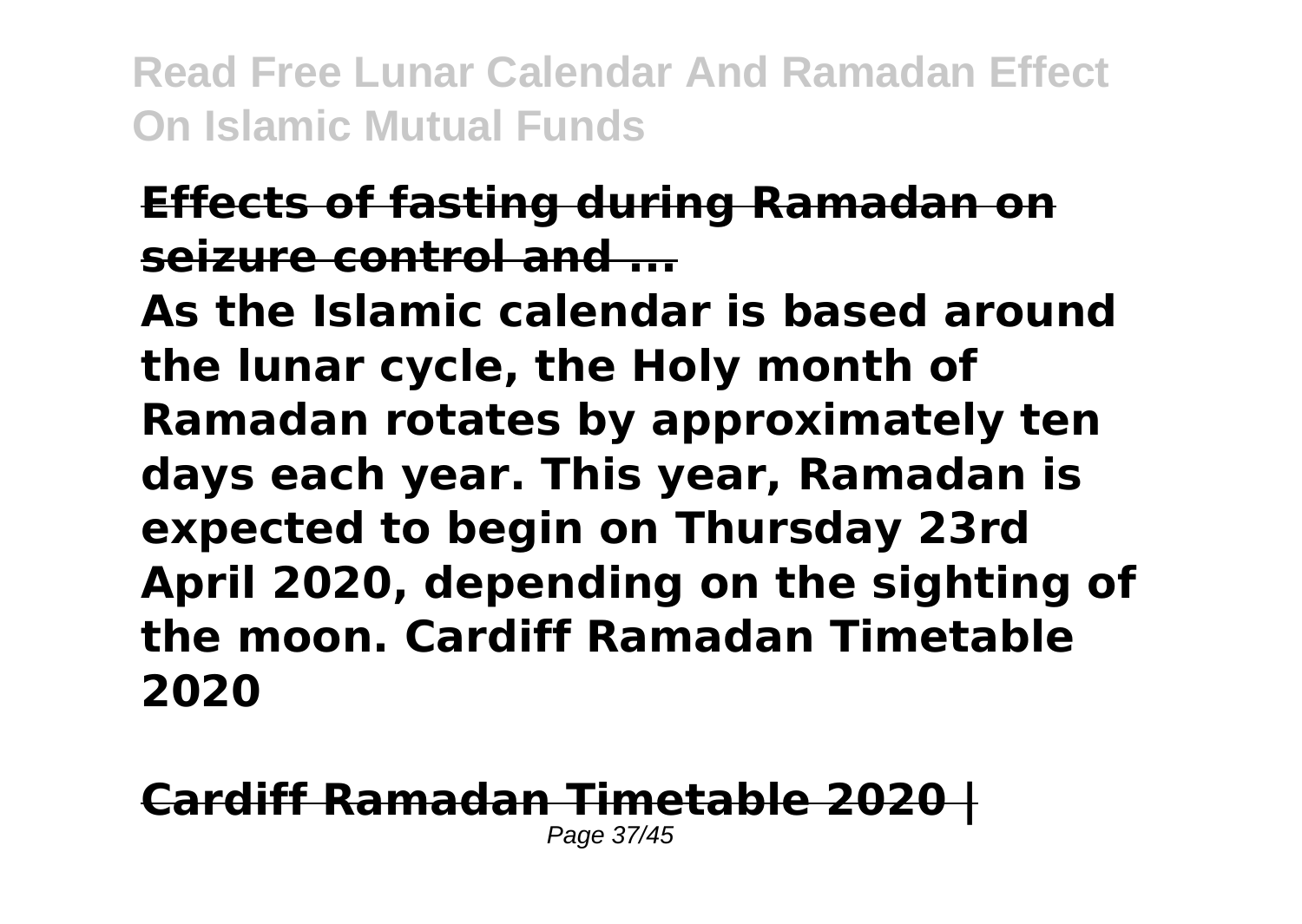**Effects of fasting during Ramadan on seizure control and ...**

**As the Islamic calendar is based around the lunar cycle, the Holy month of Ramadan rotates by approximately ten days each year. This year, Ramadan is expected to begin on Thursday 23rd April 2020, depending on the sighting of the moon. Cardiff Ramadan Timetable 2020**

**Cardiff Ramadan Timetable 2020 |**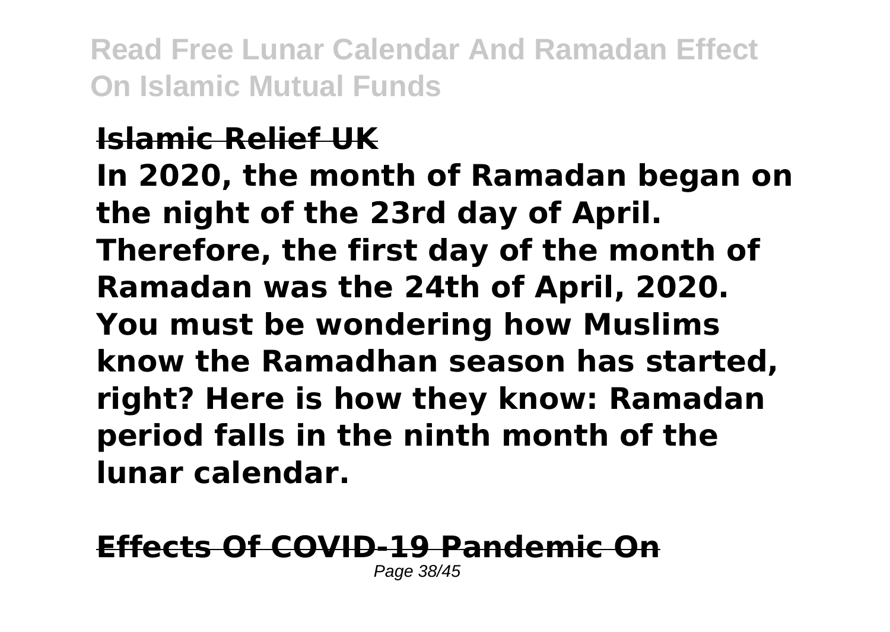### Islamic Relief UK

**In 2020, the month of Ramadan began on the night of the 23rd day of April. Therefore, the first day of the month of Ramadan was the 24th of April, 2020. You must be wondering how Muslims know the Ramadhan season has started, right? Here is how they know: Ramadan period falls in the ninth month of the lunar calendar.**

### Effects Of COVID-19 Pandemic On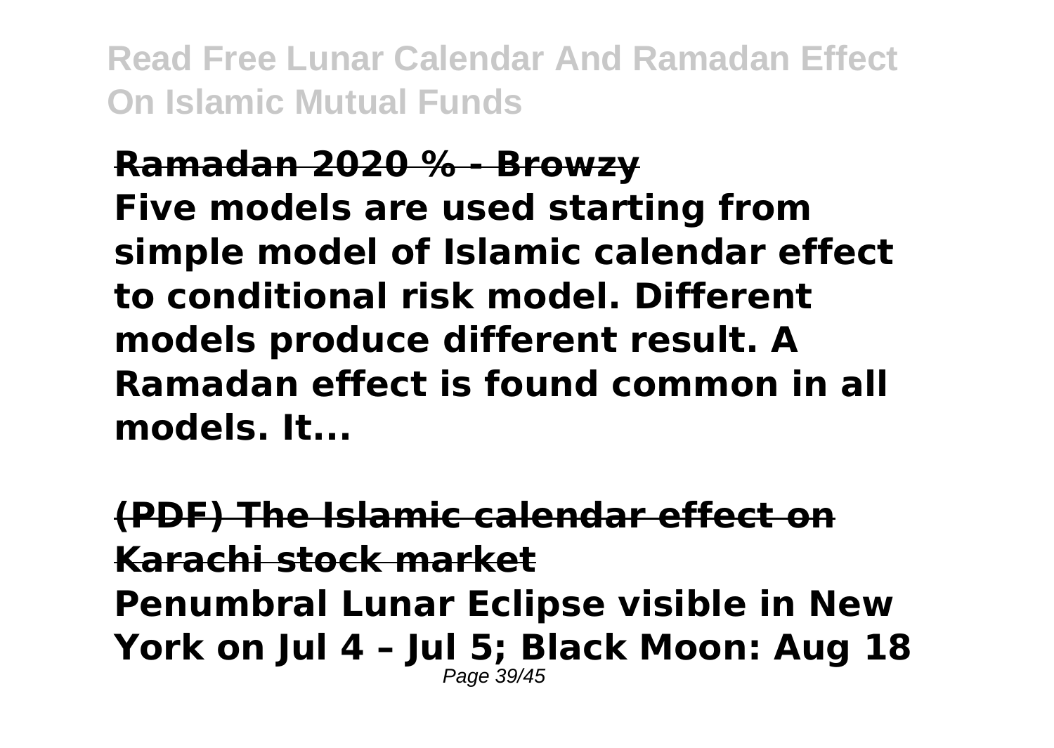**Ramadan 2020 % - Browzy**

**Five models are used starting from simple model of Islamic calendar effect to conditional risk model. Different models produce different result. A Ramadan effect is found common in all models. It...**

**(PDF) The Islamic calendar effect on Karachi stock market**

**Penumbral Lunar Eclipse visible in New York on Jul 4 – Jul 5; Black Moon: Aug 18**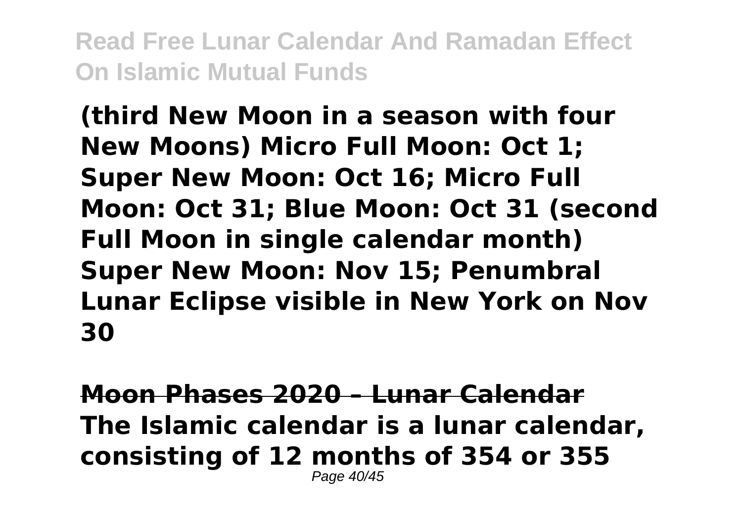**(third New Moon in a season with four New Moons) Micro Full Moon: Oct 1; Super New Moon: Oct 16; Micro Full Moon: Oct 31; Blue Moon: Oct 31 (second Full Moon in single calendar month) Super New Moon: Nov 15; Penumbral Lunar Eclipse visible in New York on Nov 30**

## Moon Phases 2020 – Lunar Calendar

**The Islamic calendar is a lunar calendar, consisting of 12 months of 354 or 355**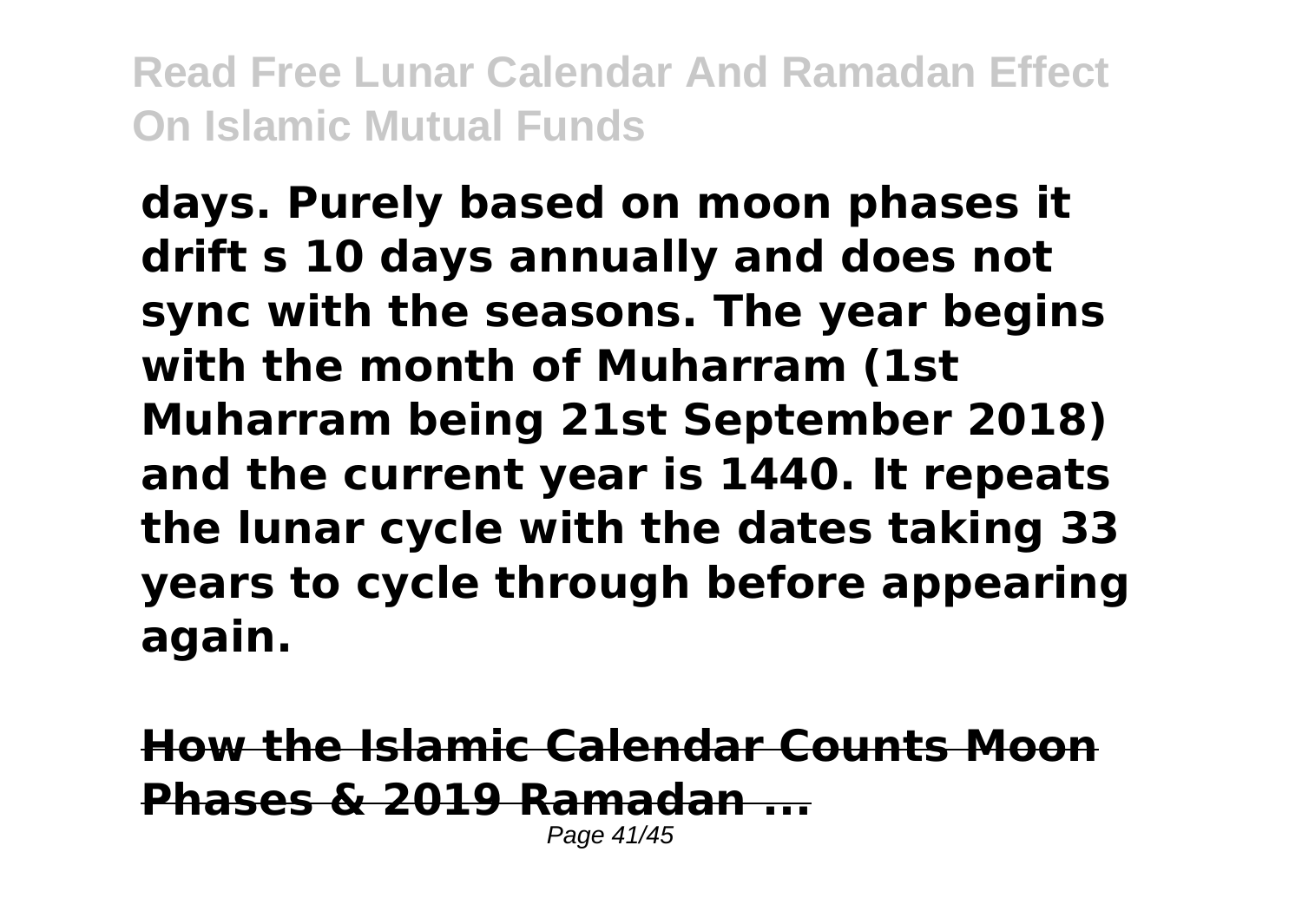**days. Purely based on moon phases it drift s 10 days annually and does not sync with the seasons. The year begins with the month of Muharram (1st Muharram being 21st September 2018) and the current year is 1440. It repeats the lunar cycle with the dates taking 33 years to cycle through before appearing again.**

**How the Islamic Calendar Counts Moon Phases & 2019 Ramadan ...**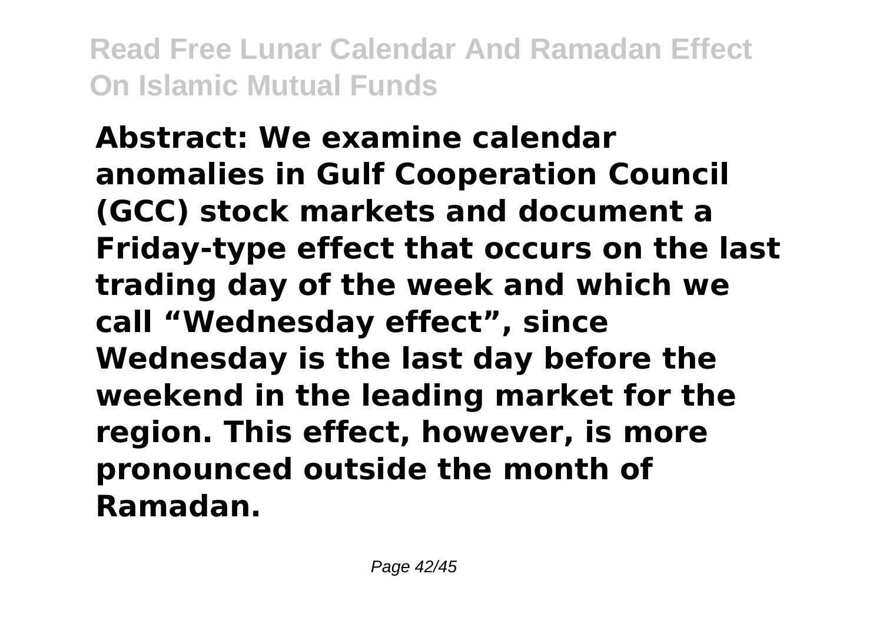**Abstract: We examine calendar anomalies in Gulf Cooperation Council (GCC) stock markets and document a Friday-type effect that occurs on the last trading day of the week and which we call "Wednesday effect", since Wednesday is the last day before the weekend in the leading market for the region. This effect, however, is more pronounced outside the month of Ramadan.**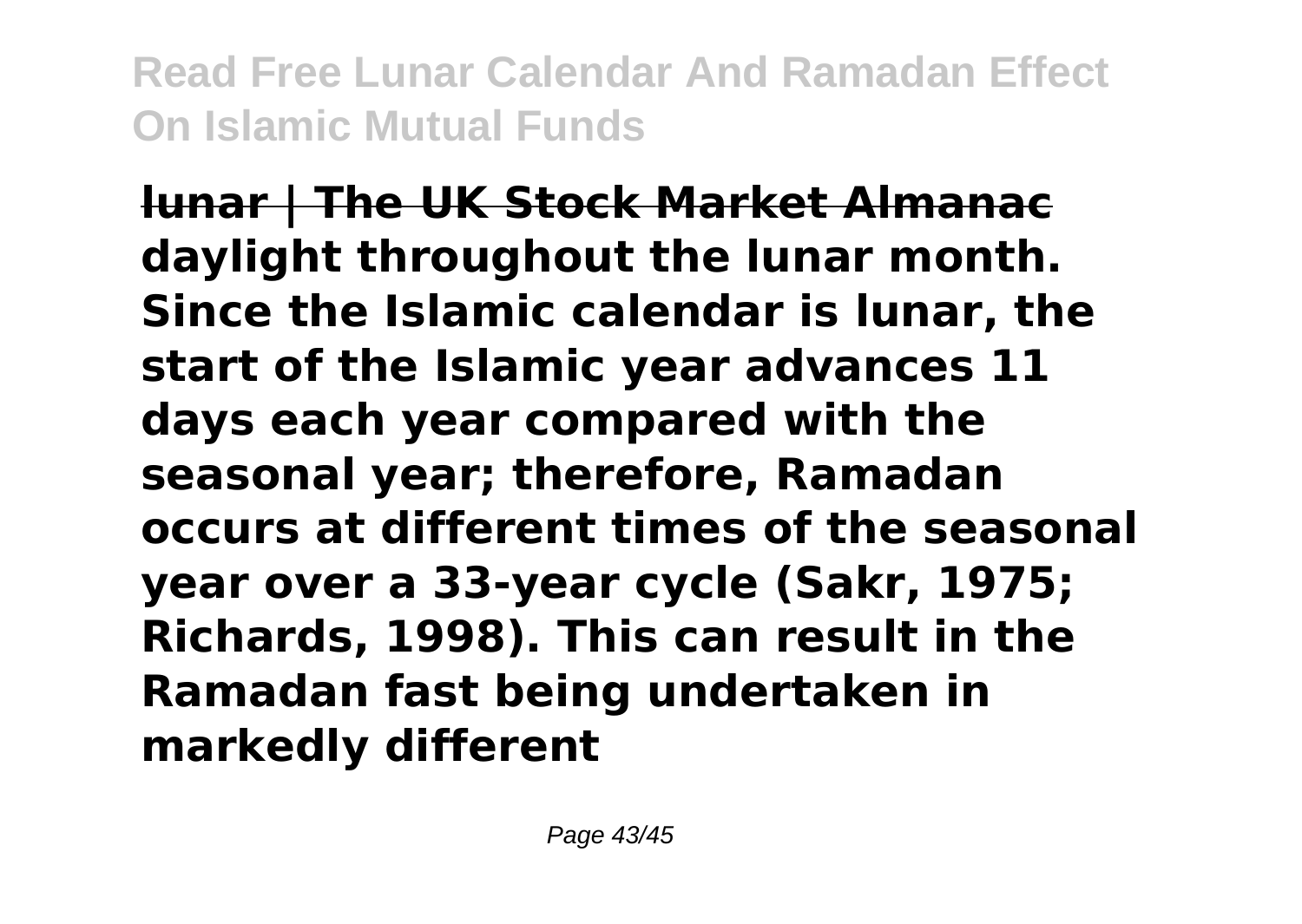**lunar | The UK Stock Market Almanac**

**daylight throughout the lunar month. Since the Islamic calendar is lunar, the start of the Islamic year advances 11 days each year compared with the seasonal year; therefore, Ramadan occurs at different times of the seasonal year over a 33-year cycle (Sakr, 1975; Richards, 1998). This can result in the Ramadan fast being undertaken in markedly different**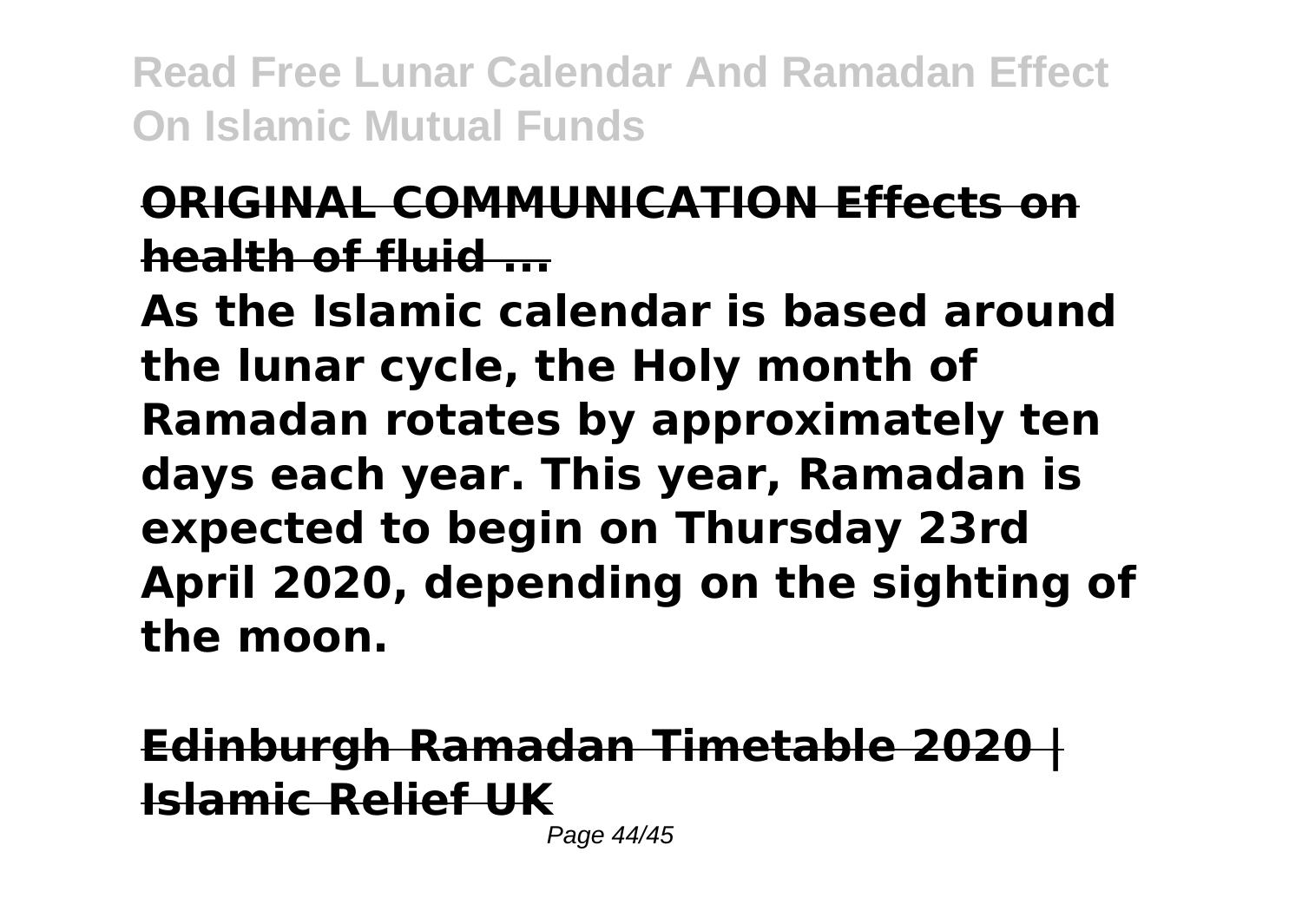**ORIGINAL COMMUNICATION Effects on health of fluid ...**

**As the Islamic calendar is based around the lunar cycle, the Holy month of Ramadan rotates by approximately ten days each year. This year, Ramadan is expected to begin on Thursday 23rd April 2020, depending on the sighting of the moon.**

**Edinburgh Ramadan Timetable 2020 | Islamic Relief UK**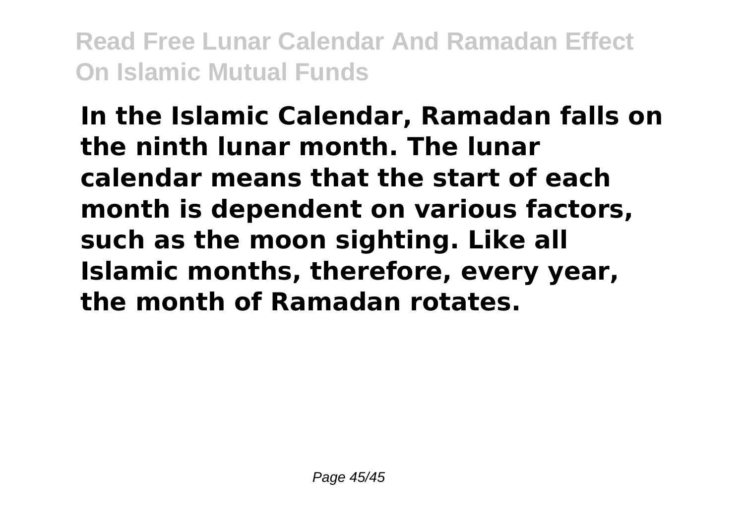**In the Islamic Calendar, Ramadan falls on the ninth lunar month. The lunar calendar means that the start of each month is dependent on various factors, such as the moon sighting. Like all Islamic months, therefore, every year, the month of Ramadan rotates.**